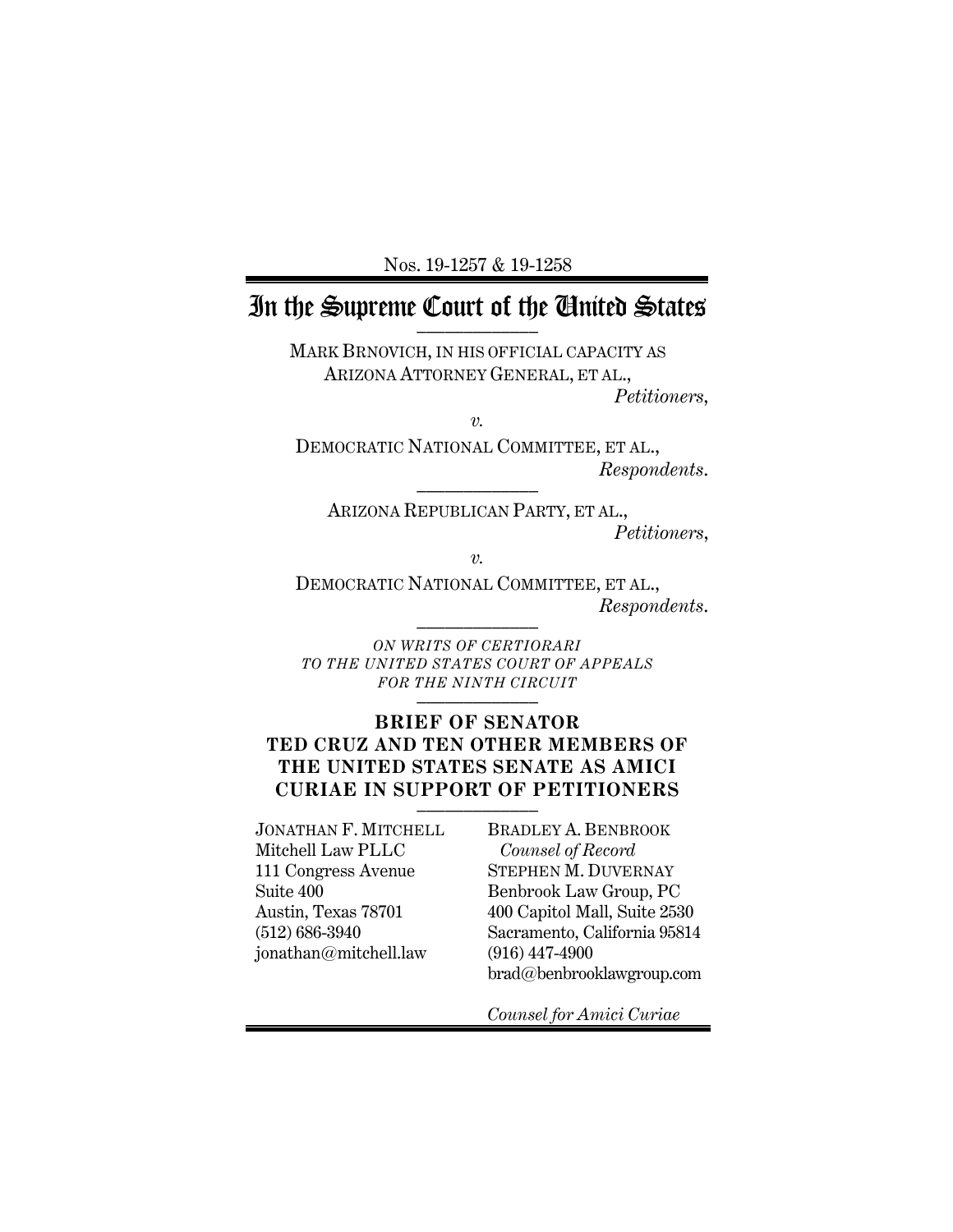Nos. 19-1257 & 19-1258

# In the Supreme Court of the United States

---

MARK BRNOVICH, IN HIS OFFICIAL CAPACITY AS ARIZONA ATTORNEY GENERAL, ET AL.,

*Petitioners*,

*v.*

DEMOCRATIC NATIONAL COMMITTEE, ET AL.,

*Respondents*.

---

ARIZONA REPUBLICAN PARTY, ET AL.,

*Petitioners*,

*v.*

DEMOCRATIC NATIONAL COMMITTEE, ET AL.,

*Respondents*.

---

*ON WRITS OF CERTIORARI TO THE UNITED STATES COURT OF APPEALS FOR THE NINTH CIRCUIT*

---

**BRIEF OF SENATOR TED CRUZ AND TEN OTHER MEMBERS OF THE UNITED STATES SENATE AS AMICI CURIAE IN SUPPORT OF PETITIONERS**

---

JONATHAN F. MITCHELL
Mitchell Law PLLC
111 Congress Avenue
Suite 400
Austin, Texas 78701
(512) 686-3940
jonathan@mitchell.law

BRADLEY A. BENBROOK
*Counsel of Record*
STEPHEN M. DUVERNAY
Benbrook Law Group, PC
400 Capitol Mall, Suite 2530
Sacramento, California 95814
(916) 447-4900
brad@benbrooklawgroup.com

*Counsel for Amici Curiae*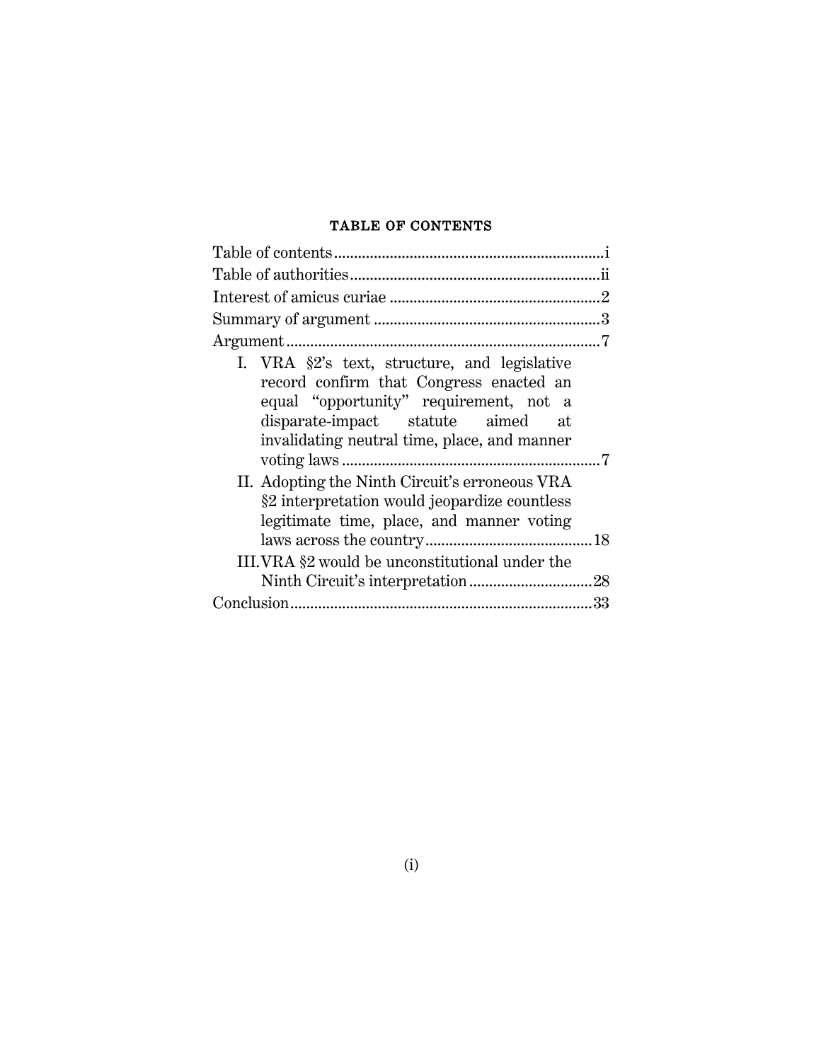## TABLE OF CONTENTS

Table of contents ....................................................................i

Table of authorities ...............................................................ii

Interest of amicus curiae .....................................................2

Summary of argument .........................................................3

Argument ...............................................................................7

I. VRA §2's text, structure, and legislative record confirm that Congress enacted an equal "opportunity" requirement, not a disparate-impact statute aimed at invalidating neutral time, place, and manner voting laws .................................................................7

II. Adopting the Ninth Circuit's erroneous VRA §2 interpretation would jeopardize countless legitimate time, place, and manner voting laws across the country ..........................................18

III. VRA §2 would be unconstitutional under the Ninth Circuit's interpretation ...............................28

Conclusion ............................................................................33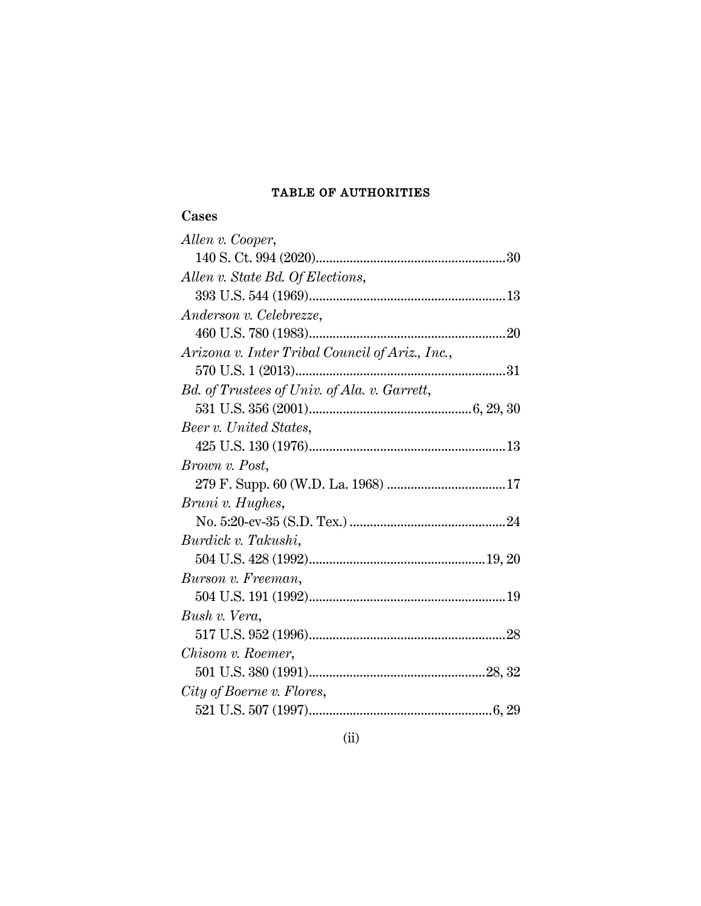## TABLE OF AUTHORITIES

### Cases

*Allen v. Cooper*,
140 S. Ct. 994 (2020)........................................................30

*Allen v. State Bd. Of Elections*,
393 U.S. 544 (1969)..........................................................13

*Anderson v. Celebrezze*,
460 U.S. 780 (1983)..........................................................20

*Arizona v. Inter Tribal Council of Ariz., Inc.*,
570 U.S. 1 (2013)..............................................................31

*Bd. of Trustees of Univ. of Ala. v. Garrett*,
531 U.S. 356 (2001)................................................6, 29, 30

*Beer v. United States*,
425 U.S. 130 (1976)..........................................................13

*Brown v. Post*,
279 F. Supp. 60 (W.D. La. 1968) ...................................17

*Bruni v. Hughes*,
No. 5:20-cv-35 (S.D. Tex.) ..............................................24

*Burdick v. Takushi*,
504 U.S. 428 (1992)....................................................19, 20

*Burson v. Freeman*,
504 U.S. 191 (1992)..........................................................19

*Bush v. Vera*,
517 U.S. 952 (1996)..........................................................28

*Chisom v. Roemer*,
501 U.S. 380 (1991)....................................................28, 32

*City of Boerne v. Flores*,
521 U.S. 507 (1997)......................................................6, 29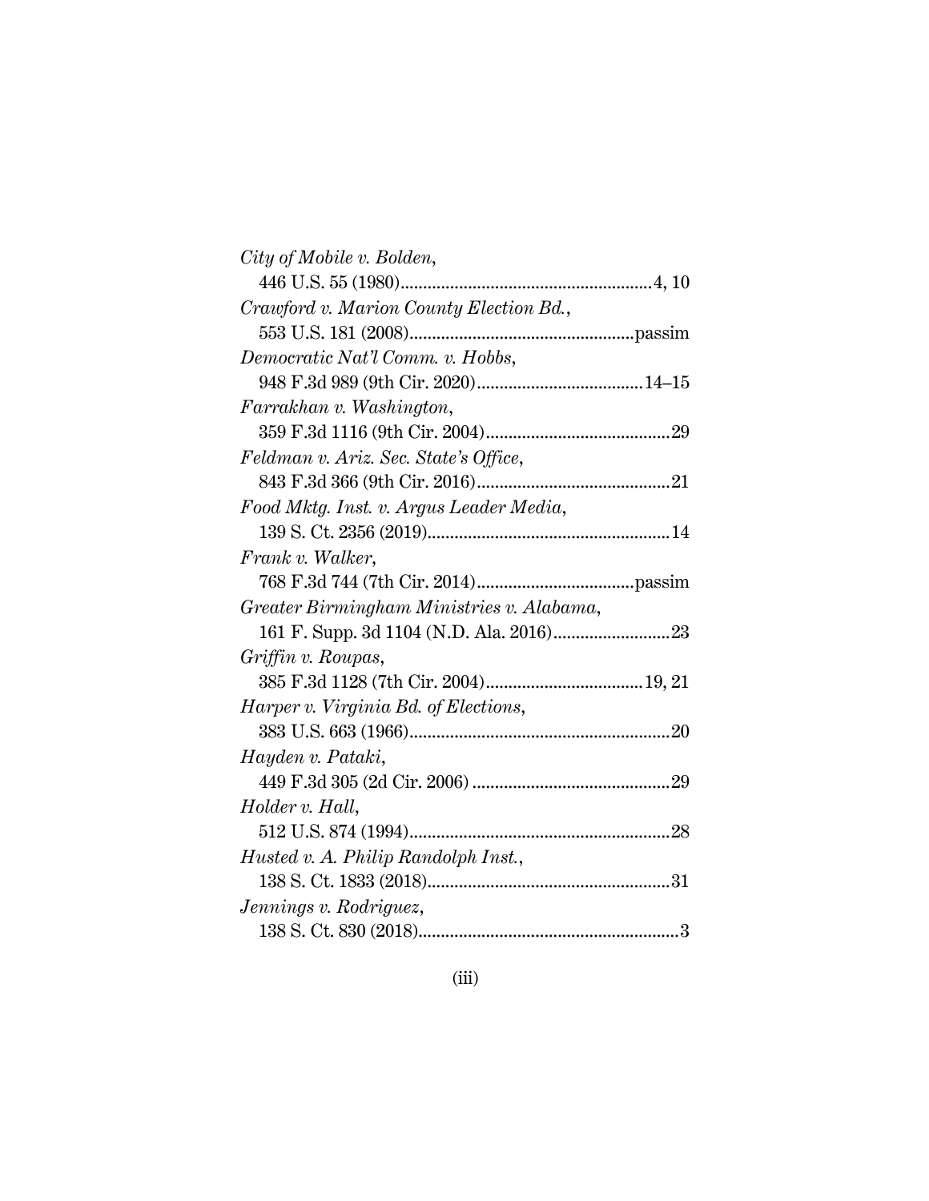*City of Mobile v. Bolden*,
446 U.S. 55 (1980)........................................................4, 10

*Crawford v. Marion County Election Bd.*,
553 U.S. 181 (2008)..................................................passim

*Democratic Nat'l Comm. v. Hobbs*,
948 F.3d 989 (9th Cir. 2020).....................................14–15

*Farrakhan v. Washington*,
359 F.3d 1116 (9th Cir. 2004)..........................................29

*Feldman v. Ariz. Sec. State's Office*,
843 F.3d 366 (9th Cir. 2016)............................................21

*Food Mktg. Inst. v. Argus Leader Media*,
139 S. Ct. 2356 (2019)......................................................14

*Frank v. Walker*,
768 F.3d 744 (7th Cir. 2014)...................................passim

*Greater Birmingham Ministries v. Alabama*,
161 F. Supp. 3d 1104 (N.D. Ala. 2016)..........................23

*Griffin v. Roupas*,
385 F.3d 1128 (7th Cir. 2004)...................................19, 21

*Harper v. Virginia Bd. of Elections*,
383 U.S. 663 (1966)..........................................................20

*Hayden v. Pataki*,
449 F.3d 305 (2d Cir. 2006) ............................................29

*Holder v. Hall*,
512 U.S. 874 (1994)..........................................................28

*Husted v. A. Philip Randolph Inst.*,
138 S. Ct. 1833 (2018)......................................................31

*Jennings v. Rodriguez*,
138 S. Ct. 830 (2018)..........................................................3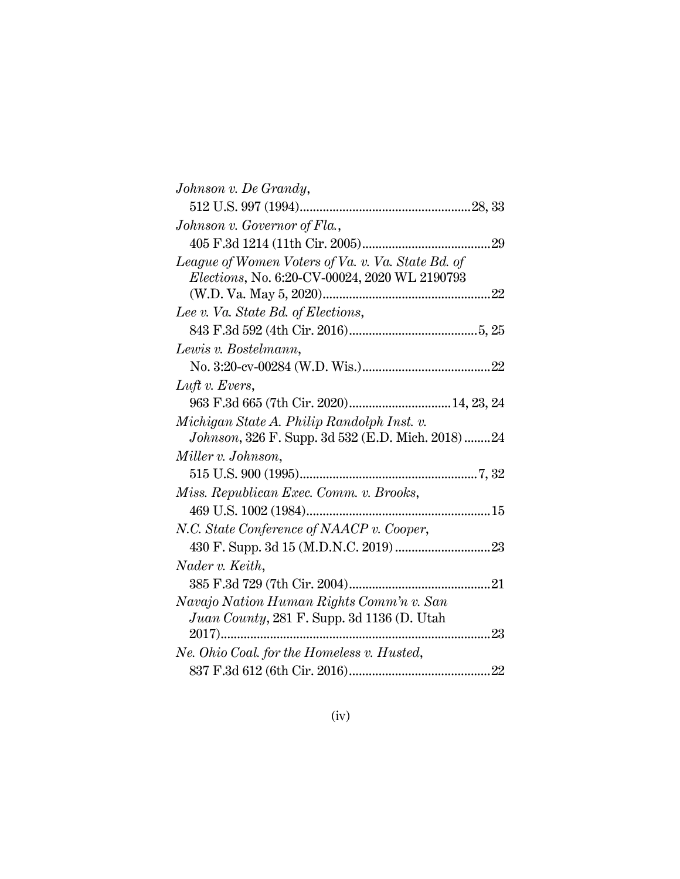*Johnson v. De Grandy*,
512 U.S. 997 (1994)....................................................28, 33

*Johnson v. Governor of Fla.*,
405 F.3d 1214 (11th Cir. 2005).......................................29

*League of Women Voters of Va. v. Va. State Bd. of Elections*, No. 6:20-CV-00024, 2020 WL 2190793 (W.D. Va. May 5, 2020)...................................................22

*Lee v. Va. State Bd. of Elections*,
843 F.3d 592 (4th Cir. 2016).......................................5, 25

*Lewis v. Bostelmann*,
No. 3:20-cv-00284 (W.D. Wis.).......................................22

*Luft v. Evers*,
963 F.3d 665 (7th Cir. 2020)...............................14, 23, 24

*Michigan State A. Philip Randolph Inst. v. Johnson*, 326 F. Supp. 3d 532 (E.D. Mich. 2018)........24

*Miller v. Johnson*,
515 U.S. 900 (1995)......................................................7, 32

*Miss. Republican Exec. Comm. v. Brooks*,
469 U.S. 1002 (1984)........................................................15

*N.C. State Conference of NAACP v. Cooper*,
430 F. Supp. 3d 15 (M.D.N.C. 2019).............................23

*Nader v. Keith*,
385 F.3d 729 (7th Cir. 2004)...........................................21

*Navajo Nation Human Rights Comm'n v. San Juan County*, 281 F. Supp. 3d 1136 (D. Utah 2017)..................................................................................23

*Ne. Ohio Coal. for the Homeless v. Husted*,
837 F.3d 612 (6th Cir. 2016)...........................................22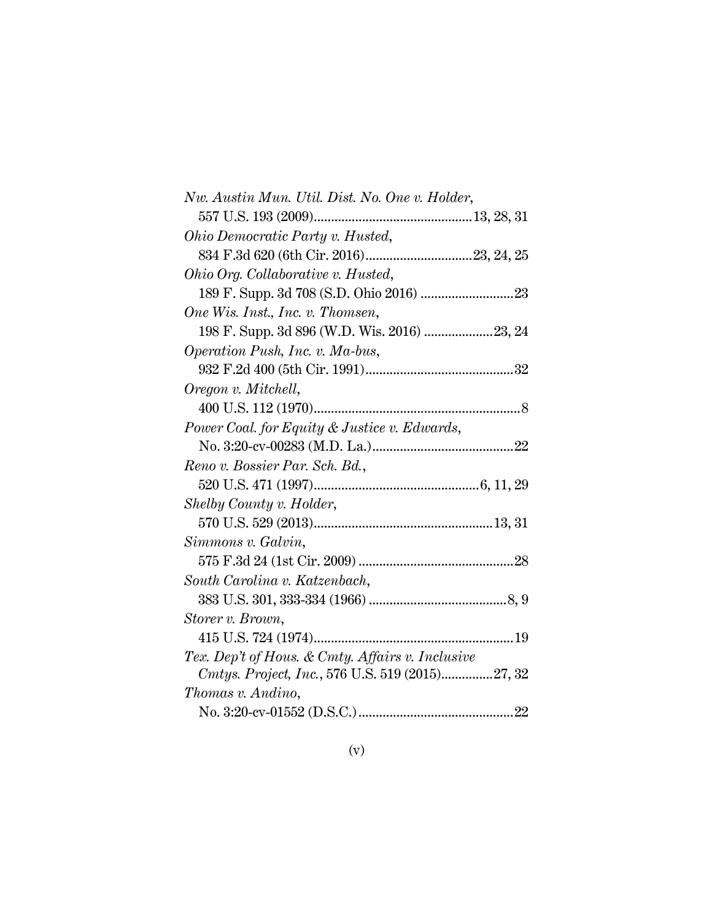*Nw. Austin Mun. Util. Dist. No. One v. Holder*,
557 U.S. 193 (2009)..............................................13, 28, 31

*Ohio Democratic Party v. Husted*,
834 F.3d 620 (6th Cir. 2016)...............................23, 24, 25

*Ohio Org. Collaborative v. Husted*,
189 F. Supp. 3d 708 (S.D. Ohio 2016) ...........................23

*One Wis. Inst., Inc. v. Thomsen*,
198 F. Supp. 3d 896 (W.D. Wis. 2016) ....................23, 24

*Operation Push, Inc. v. Ma-bus*,
932 F.2d 400 (5th Cir. 1991)...........................................32

*Oregon v. Mitchell*,
400 U.S. 112 (1970)............................................................8

*Power Coal. for Equity & Justice v. Edwards*,
No. 3:20-cv-00283 (M.D. La.).........................................22

*Reno v. Bossier Par. Sch. Bd.*,
520 U.S. 471 (1997)................................................6, 11, 29

*Shelby County v. Holder*,
570 U.S. 529 (2013)...................................................13, 31

*Simmons v. Galvin*,
575 F.3d 24 (1st Cir. 2009) .............................................28

*South Carolina v. Katzenbach*,
383 U.S. 301, 333-334 (1966) ........................................8, 9

*Storer v. Brown*,
415 U.S. 724 (1974)..........................................................19

*Tex. Dep't of Hous. & Cmty. Affairs v. Inclusive Cmtys. Project, Inc.*, 576 U.S. 519 (2015)...............27, 32

*Thomas v. Andino*,
No. 3:20-cv-01552 (D.S.C.).............................................22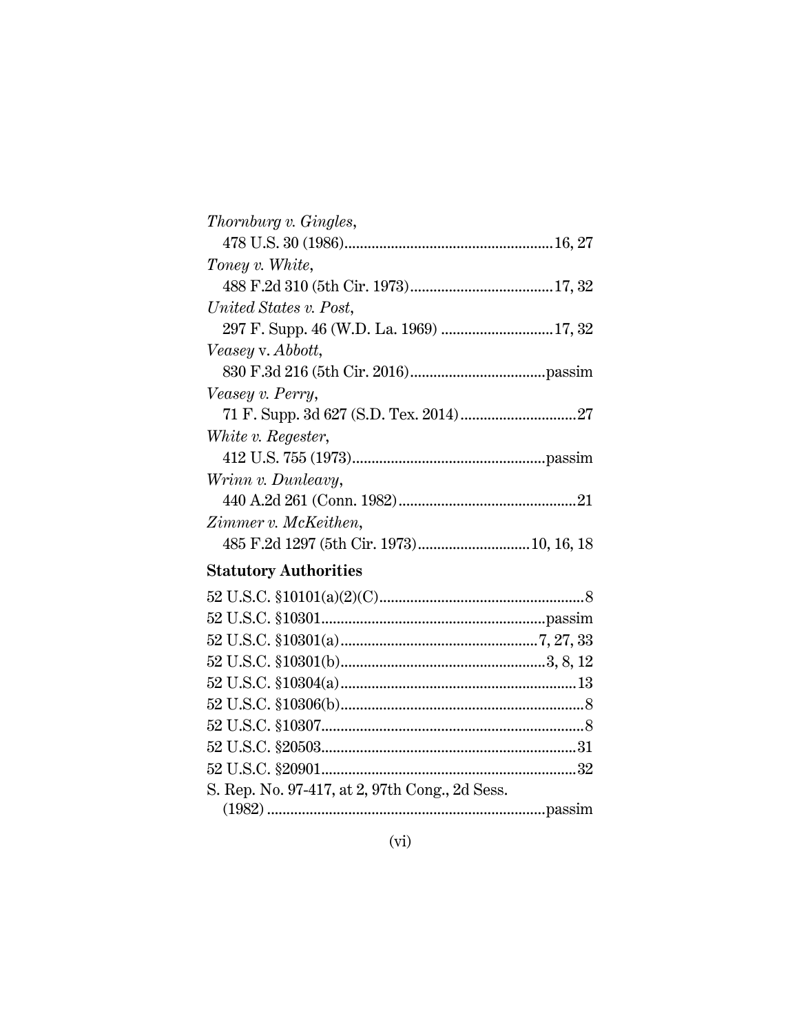*Thornburg v. Gingles*,
478 U.S. 30 (1986)......................................................16, 27

*Toney v. White*,
488 F.2d 310 (5th Cir. 1973).....................................17, 32

*United States v. Post*,
297 F. Supp. 46 (W.D. La. 1969) .............................17, 32

*Veasey* v. *Abbott*,
830 F.3d 216 (5th Cir. 2016)...................................passim

*Veasey v. Perry*,
71 F. Supp. 3d 627 (S.D. Tex. 2014)..............................27

*White v. Regester*,
412 U.S. 755 (1973)..................................................passim

*Wrinn v. Dunleavy*,
440 A.2d 261 (Conn. 1982)..............................................21

*Zimmer v. McKeithen*,
485 F.2d 1297 (5th Cir. 1973).............................10, 16, 18

**Statutory Authorities**

52 U.S.C. §10101(a)(2)(C).....................................................8

52 U.S.C. §10301.........................................................passim

52 U.S.C. §10301(a)...................................................7, 27, 33

52 U.S.C. §10301(b).....................................................3, 8, 12

52 U.S.C. §10304(a)............................................................13

52 U.S.C. §10306(b)..............................................................8

52 U.S.C. §10307...................................................................8

52 U.S.C. §20503.................................................................31

52 U.S.C. §20901.................................................................32

S. Rep. No. 97-417, at 2, 97th Cong., 2d Sess.
(1982) .......................................................................passim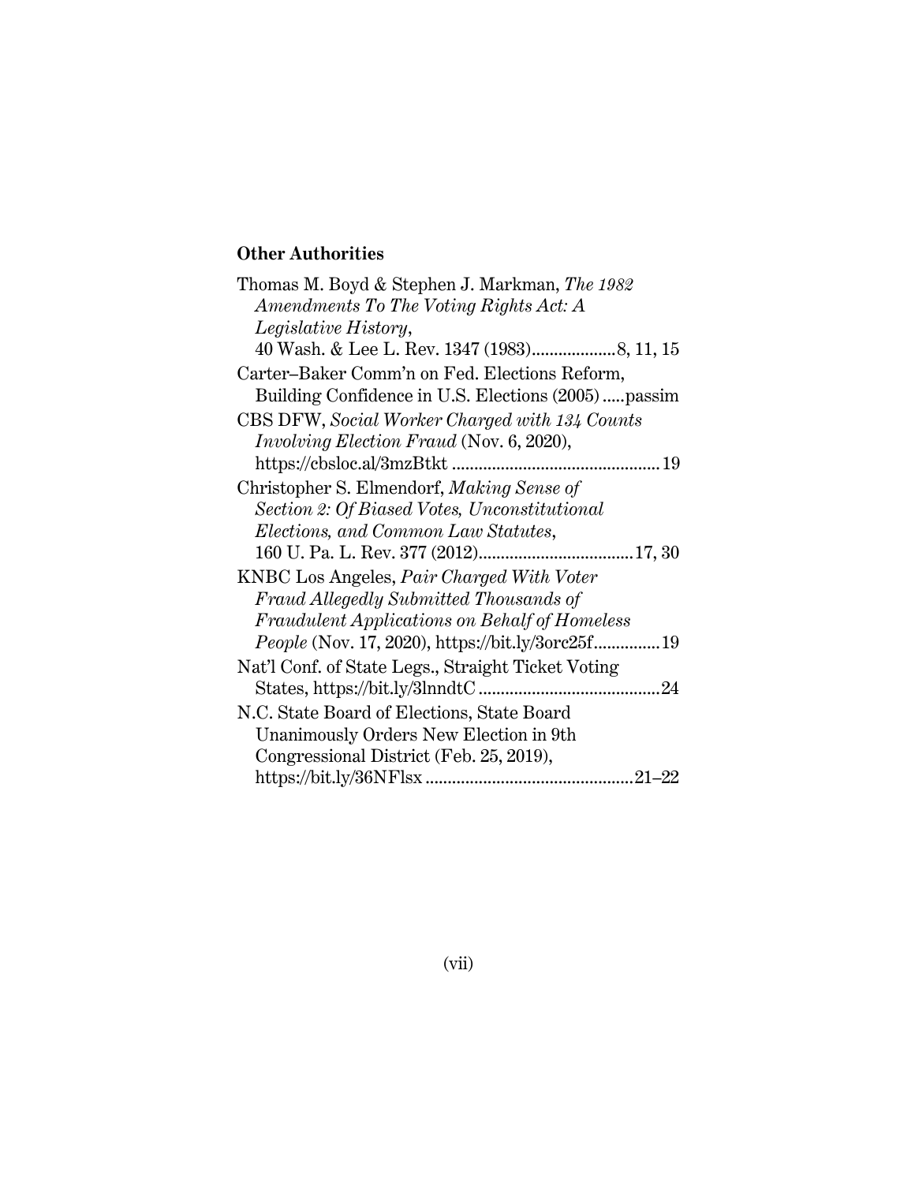**Other Authorities**

Thomas M. Boyd & Stephen J. Markman, *The 1982 Amendments To The Voting Rights Act: A Legislative History*, 40 Wash. & Lee L. Rev. 1347 (1983)...................8, 11, 15

Carter–Baker Comm'n on Fed. Elections Reform, Building Confidence in U.S. Elections (2005).....passim

CBS DFW, *Social Worker Charged with 134 Counts Involving Election Fraud* (Nov. 6, 2020), https://cbsloc.al/3mzBtkt...............................................19

Christopher S. Elmendorf, *Making Sense of Section 2: Of Biased Votes, Unconstitutional Elections, and Common Law Statutes*, 160 U. Pa. L. Rev. 377 (2012)...................................17, 30

KNBC Los Angeles, *Pair Charged With Voter Fraud Allegedly Submitted Thousands of Fraudulent Applications on Behalf of Homeless People* (Nov. 17, 2020), https://bit.ly/3orc25f...............19

Nat'l Conf. of State Legs., Straight Ticket Voting States, https://bit.ly/3lnndtC.........................................24

N.C. State Board of Elections, State Board Unanimously Orders New Election in 9th Congressional District (Feb. 25, 2019), https://bit.ly/36NFlsx...............................................21–22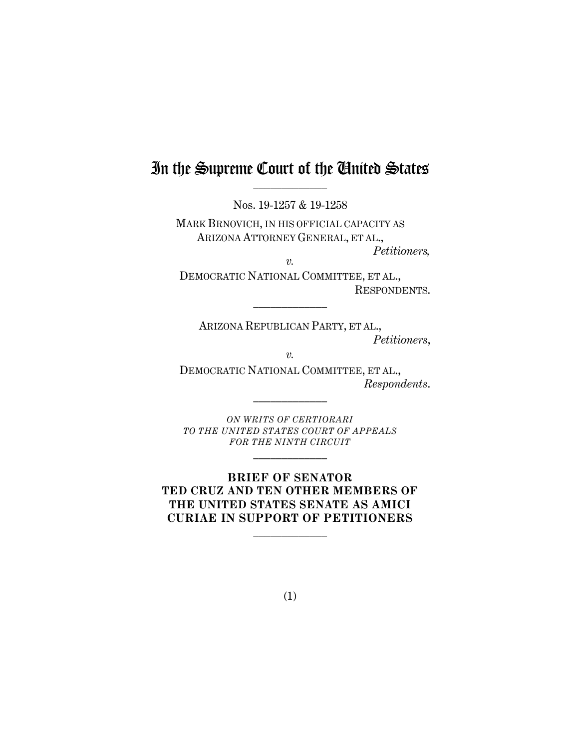# In the Supreme Court of the United States

---

Nos. 19-1257 & 19-1258

MARK BRNOVICH, IN HIS OFFICIAL CAPACITY AS ARIZONA ATTORNEY GENERAL, ET AL.,
*Petitioners,*

*v.*

DEMOCRATIC NATIONAL COMMITTEE, ET AL.,
RESPONDENTS.

---

ARIZONA REPUBLICAN PARTY, ET AL.,
*Petitioners*,

*v.*

DEMOCRATIC NATIONAL COMMITTEE, ET AL.,
*Respondents*.

---

*ON WRITS OF CERTIORARI TO THE UNITED STATES COURT OF APPEALS FOR THE NINTH CIRCUIT*

---

**BRIEF OF SENATOR TED CRUZ AND TEN OTHER MEMBERS OF THE UNITED STATES SENATE AS AMICI CURIAE IN SUPPORT OF PETITIONERS**

---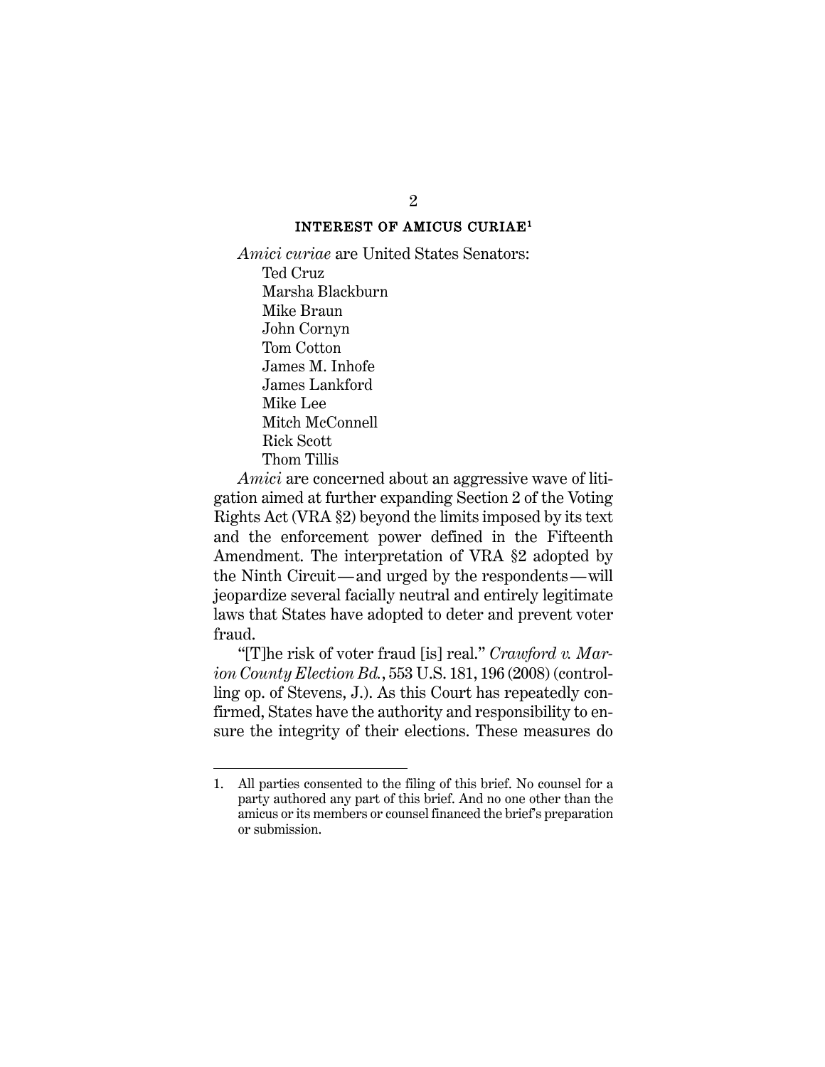## INTEREST OF AMICUS CURIAE[1]

*Amici curiae* are United States Senators:

Ted Cruz
Marsha Blackburn
Mike Braun
John Cornyn
Tom Cotton
James M. Inhofe
James Lankford
Mike Lee
Mitch McConnell
Rick Scott
Thom Tillis

*Amici* are concerned about an aggressive wave of litigation aimed at further expanding Section 2 of the Voting Rights Act (VRA §2) beyond the limits imposed by its text and the enforcement power defined in the Fifteenth Amendment. The interpretation of VRA §2 adopted by the Ninth Circuit—and urged by the respondents—will jeopardize several facially neutral and entirely legitimate laws that States have adopted to deter and prevent voter fraud.

"[T]he risk of voter fraud [is] real." *Crawford v. Marion County Election Bd.*, 553 U.S. 181, 196 (2008) (controlling op. of Stevens, J.). As this Court has repeatedly confirmed, States have the authority and responsibility to ensure the integrity of their elections. These measures do

1. All parties consented to the filing of this brief. No counsel for a party authored any part of this brief. And no one other than the amicus or its members or counsel financed the brief's preparation or submission.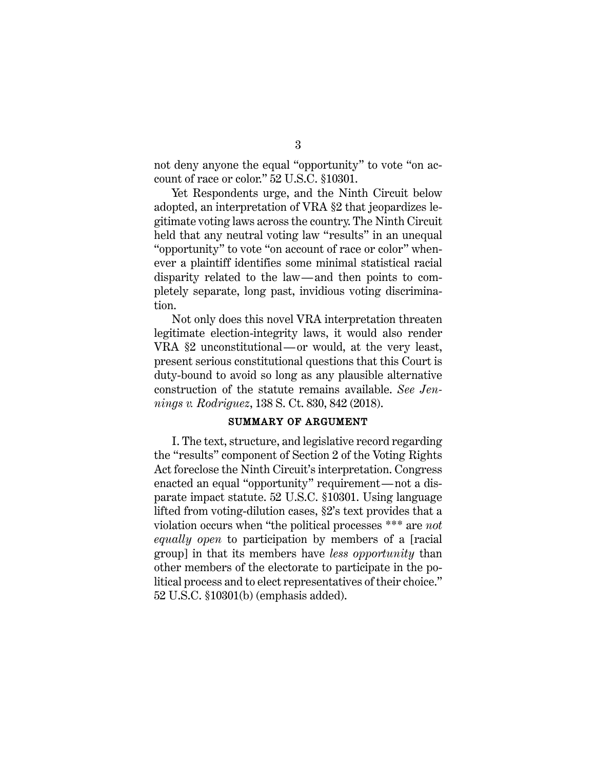not deny anyone the equal "opportunity" to vote "on account of race or color." 52 U.S.C. §10301.

Yet Respondents urge, and the Ninth Circuit below adopted, an interpretation of VRA §2 that jeopardizes legitimate voting laws across the country. The Ninth Circuit held that any neutral voting law "results" in an unequal "opportunity" to vote "on account of race or color" whenever a plaintiff identifies some minimal statistical racial disparity related to the law—and then points to completely separate, long past, invidious voting discrimination.

Not only does this novel VRA interpretation threaten legitimate election-integrity laws, it would also render VRA §2 unconstitutional—or would, at the very least, present serious constitutional questions that this Court is duty-bound to avoid so long as any plausible alternative construction of the statute remains available. *See Jennings v. Rodriguez*, 138 S. Ct. 830, 842 (2018).

## SUMMARY OF ARGUMENT

I. The text, structure, and legislative record regarding the "results" component of Section 2 of the Voting Rights Act foreclose the Ninth Circuit's interpretation. Congress enacted an equal "opportunity" requirement—not a disparate impact statute. 52 U.S.C. §10301. Using language lifted from voting-dilution cases, §2's text provides that a violation occurs when "the political processes *** are *not equally open* to participation by members of a [racial group] in that its members have *less opportunity* than other members of the electorate to participate in the political process and to elect representatives of their choice." 52 U.S.C. §10301(b) (emphasis added).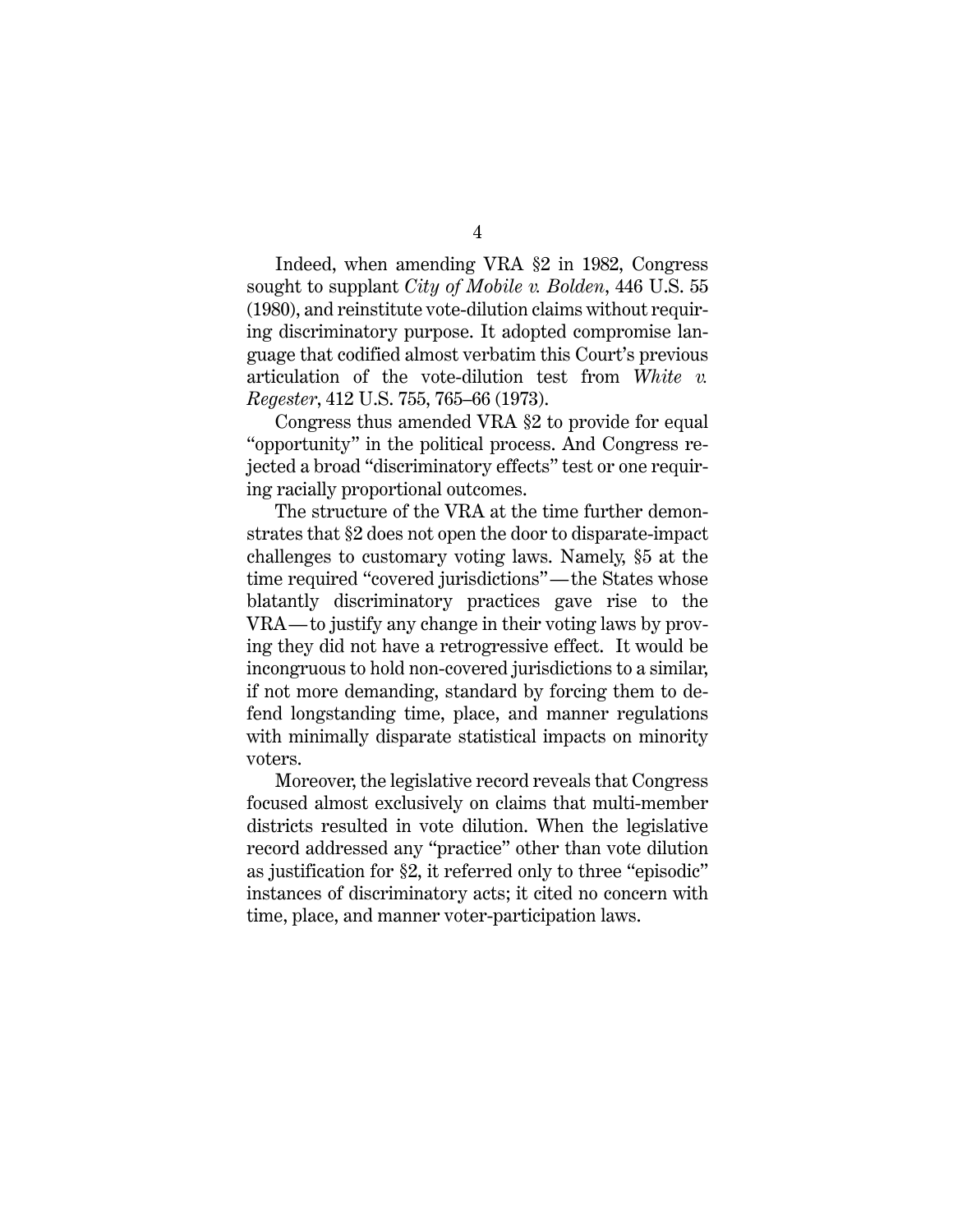Indeed, when amending VRA §2 in 1982, Congress sought to supplant *City of Mobile v. Bolden*, 446 U.S. 55 (1980), and reinstitute vote-dilution claims without requiring discriminatory purpose. It adopted compromise language that codified almost verbatim this Court's previous articulation of the vote-dilution test from *White v. Regester*, 412 U.S. 755, 765–66 (1973).

Congress thus amended VRA §2 to provide for equal "opportunity" in the political process. And Congress rejected a broad "discriminatory effects" test or one requiring racially proportional outcomes.

The structure of the VRA at the time further demonstrates that §2 does not open the door to disparate-impact challenges to customary voting laws. Namely, §5 at the time required "covered jurisdictions"—the States whose blatantly discriminatory practices gave rise to the VRA—to justify any change in their voting laws by proving they did not have a retrogressive effect. It would be incongruous to hold non-covered jurisdictions to a similar, if not more demanding, standard by forcing them to defend longstanding time, place, and manner regulations with minimally disparate statistical impacts on minority voters.

Moreover, the legislative record reveals that Congress focused almost exclusively on claims that multi-member districts resulted in vote dilution. When the legislative record addressed any "practice" other than vote dilution as justification for §2, it referred only to three "episodic" instances of discriminatory acts; it cited no concern with time, place, and manner voter-participation laws.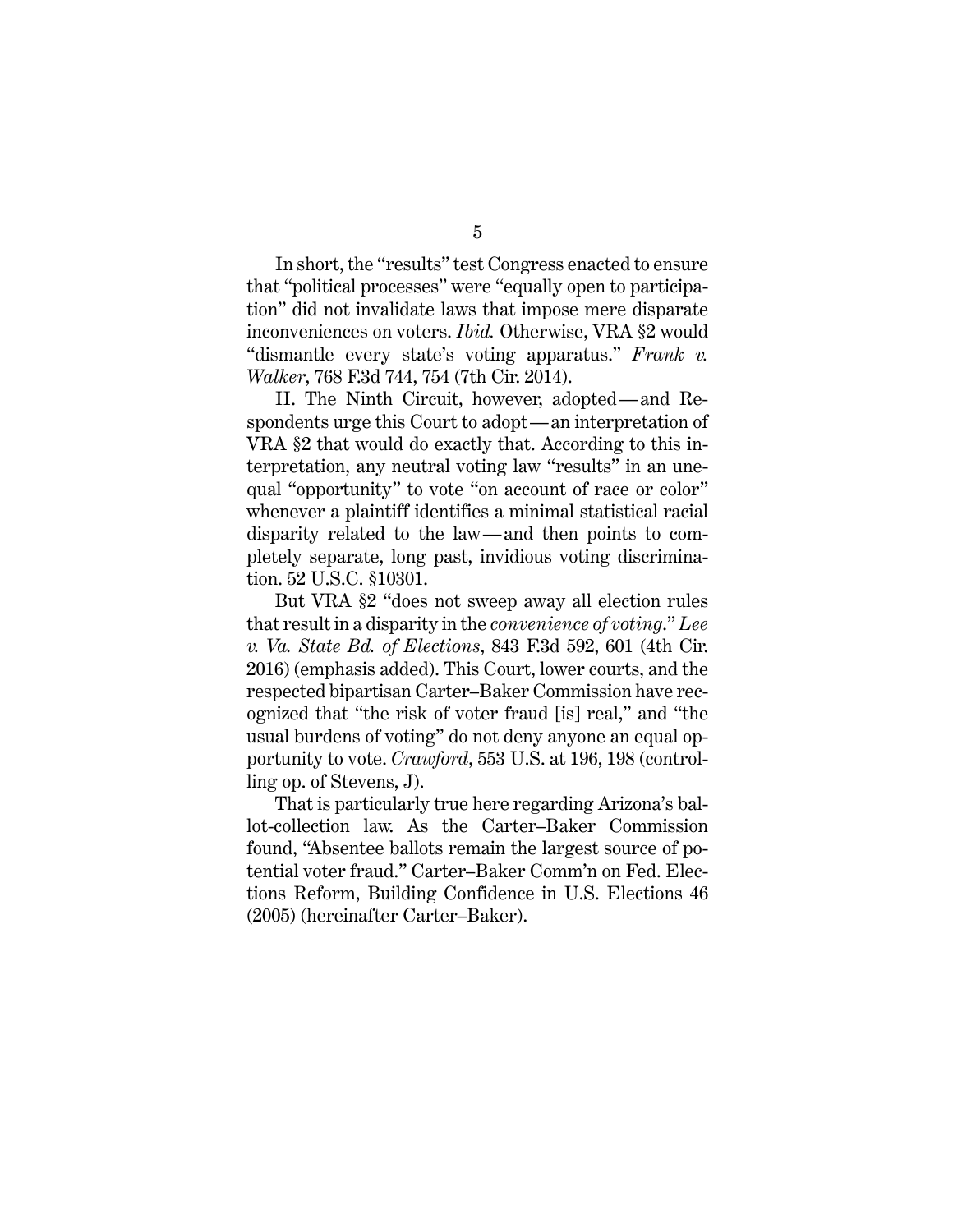In short, the "results" test Congress enacted to ensure that "political processes" were "equally open to participation" did not invalidate laws that impose mere disparate inconveniences on voters. *Ibid.* Otherwise, VRA §2 would "dismantle every state's voting apparatus." *Frank v. Walker*, 768 F.3d 744, 754 (7th Cir. 2014).

II. The Ninth Circuit, however, adopted—and Respondents urge this Court to adopt—an interpretation of VRA §2 that would do exactly that. According to this interpretation, any neutral voting law "results" in an unequal "opportunity" to vote "on account of race or color" whenever a plaintiff identifies a minimal statistical racial disparity related to the law—and then points to completely separate, long past, invidious voting discrimination. 52 U.S.C. §10301.

But VRA §2 "does not sweep away all election rules that result in a disparity in the *convenience of voting*." *Lee v. Va. State Bd. of Elections*, 843 F.3d 592, 601 (4th Cir. 2016) (emphasis added). This Court, lower courts, and the respected bipartisan Carter–Baker Commission have recognized that "the risk of voter fraud [is] real," and "the usual burdens of voting" do not deny anyone an equal opportunity to vote. *Crawford*, 553 U.S. at 196, 198 (controlling op. of Stevens, J).

That is particularly true here regarding Arizona's ballot-collection law. As the Carter–Baker Commission found, "Absentee ballots remain the largest source of potential voter fraud." Carter–Baker Comm'n on Fed. Elections Reform, Building Confidence in U.S. Elections 46 (2005) (hereinafter Carter–Baker).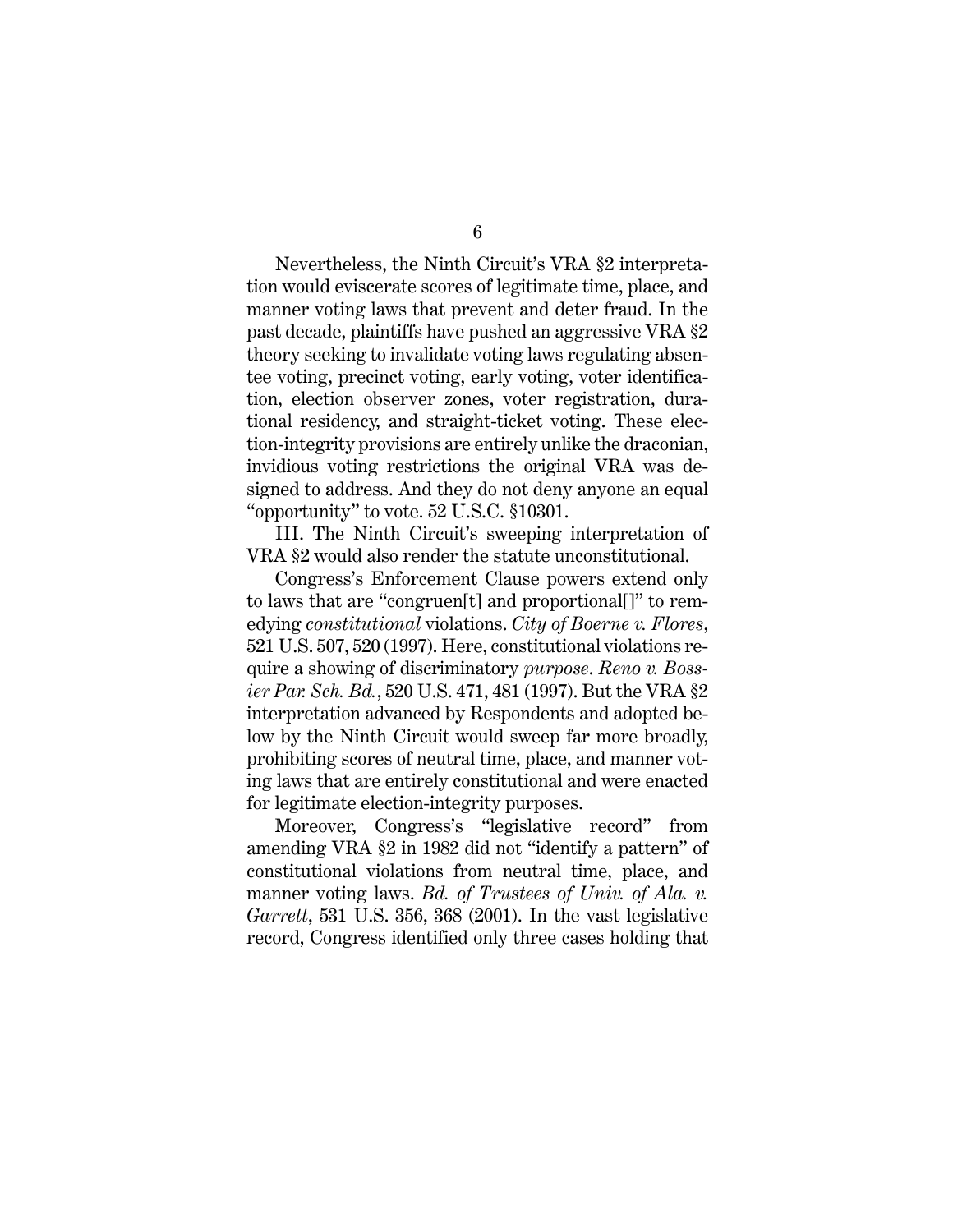Nevertheless, the Ninth Circuit's VRA §2 interpretation would eviscerate scores of legitimate time, place, and manner voting laws that prevent and deter fraud. In the past decade, plaintiffs have pushed an aggressive VRA §2 theory seeking to invalidate voting laws regulating absentee voting, precinct voting, early voting, voter identification, election observer zones, voter registration, durational residency, and straight-ticket voting. These election-integrity provisions are entirely unlike the draconian, invidious voting restrictions the original VRA was designed to address. And they do not deny anyone an equal "opportunity" to vote. 52 U.S.C. §10301.

III. The Ninth Circuit's sweeping interpretation of VRA §2 would also render the statute unconstitutional.

Congress's Enforcement Clause powers extend only to laws that are "congruen[t] and proportional[]" to remedying *constitutional* violations. *City of Boerne v. Flores*, 521 U.S. 507, 520 (1997). Here, constitutional violations require a showing of discriminatory *purpose*. *Reno v. Bossier Par. Sch. Bd.*, 520 U.S. 471, 481 (1997). But the VRA §2 interpretation advanced by Respondents and adopted below by the Ninth Circuit would sweep far more broadly, prohibiting scores of neutral time, place, and manner voting laws that are entirely constitutional and were enacted for legitimate election-integrity purposes.

Moreover, Congress's "legislative record" from amending VRA §2 in 1982 did not "identify a pattern" of constitutional violations from neutral time, place, and manner voting laws. *Bd. of Trustees of Univ. of Ala. v. Garrett*, 531 U.S. 356, 368 (2001). In the vast legislative record, Congress identified only three cases holding that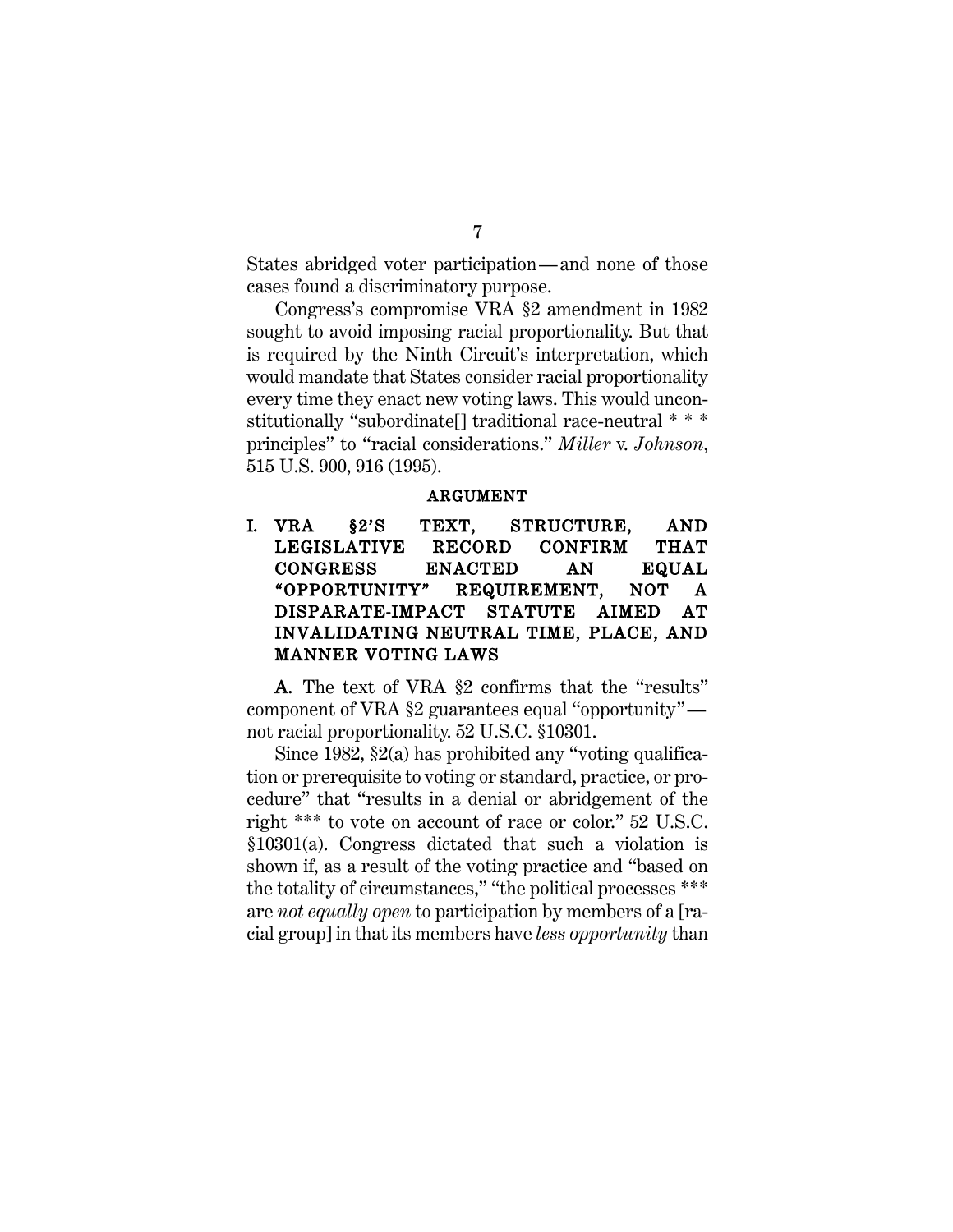States abridged voter participation—and none of those cases found a discriminatory purpose.

Congress's compromise VRA §2 amendment in 1982 sought to avoid imposing racial proportionality. But that is required by the Ninth Circuit's interpretation, which would mandate that States consider racial proportionality every time they enact new voting laws. This would unconstitutionally "subordinate[] traditional race-neutral * * * principles" to "racial considerations." *Miller* v. *Johnson*, 515 U.S. 900, 916 (1995).

## ARGUMENT

### I. VRA §2'S TEXT, STRUCTURE, AND LEGISLATIVE RECORD CONFIRM THAT CONGRESS ENACTED AN EQUAL "OPPORTUNITY" REQUIREMENT, NOT A DISPARATE-IMPACT STATUTE AIMED AT INVALIDATING NEUTRAL TIME, PLACE, AND MANNER VOTING LAWS

**A.** The text of VRA §2 confirms that the "results" component of VRA §2 guarantees equal "opportunity"—not racial proportionality. 52 U.S.C. §10301.

Since 1982, §2(a) has prohibited any "voting qualification or prerequisite to voting or standard, practice, or procedure" that "results in a denial or abridgement of the right *** to vote on account of race or color." 52 U.S.C. §10301(a). Congress dictated that such a violation is shown if, as a result of the voting practice and "based on the totality of circumstances," "the political processes *** are *not equally open* to participation by members of a [racial group] in that its members have *less opportunity* than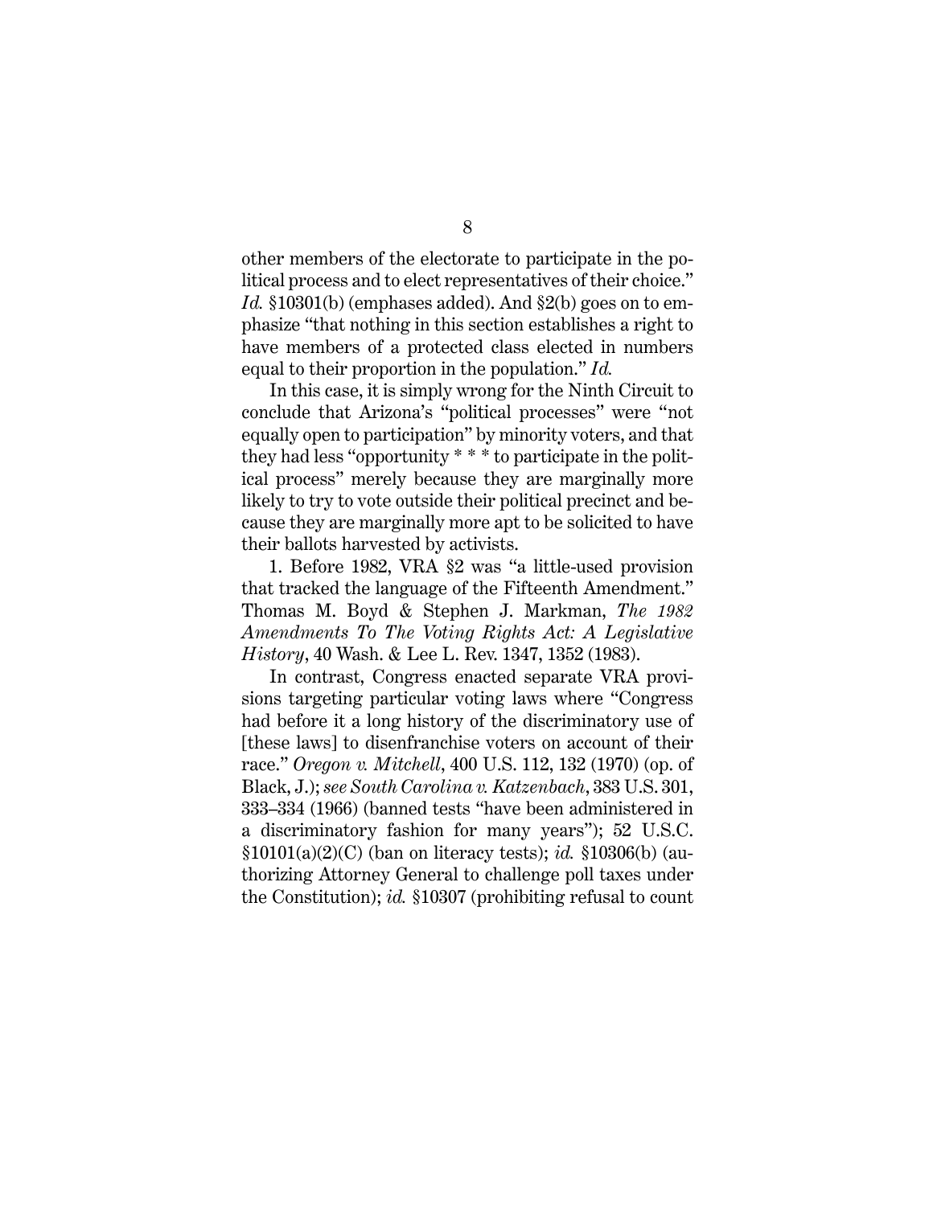other members of the electorate to participate in the political process and to elect representatives of their choice." *Id.* §10301(b) (emphases added). And §2(b) goes on to emphasize "that nothing in this section establishes a right to have members of a protected class elected in numbers equal to their proportion in the population." *Id.*

In this case, it is simply wrong for the Ninth Circuit to conclude that Arizona's "political processes" were "not equally open to participation" by minority voters, and that they had less "opportunity * * * to participate in the political process" merely because they are marginally more likely to try to vote outside their political precinct and because they are marginally more apt to be solicited to have their ballots harvested by activists.

1. Before 1982, VRA §2 was "a little-used provision that tracked the language of the Fifteenth Amendment." Thomas M. Boyd & Stephen J. Markman, *The 1982 Amendments To The Voting Rights Act: A Legislative History*, 40 Wash. & Lee L. Rev. 1347, 1352 (1983).

In contrast, Congress enacted separate VRA provisions targeting particular voting laws where "Congress had before it a long history of the discriminatory use of [these laws] to disenfranchise voters on account of their race." *Oregon v. Mitchell*, 400 U.S. 112, 132 (1970) (op. of Black, J.); *see South Carolina v. Katzenbach*, 383 U.S. 301, 333–334 (1966) (banned tests "have been administered in a discriminatory fashion for many years"); 52 U.S.C. §10101(a)(2)(C) (ban on literacy tests); *id.* §10306(b) (authorizing Attorney General to challenge poll taxes under the Constitution); *id.* §10307 (prohibiting refusal to count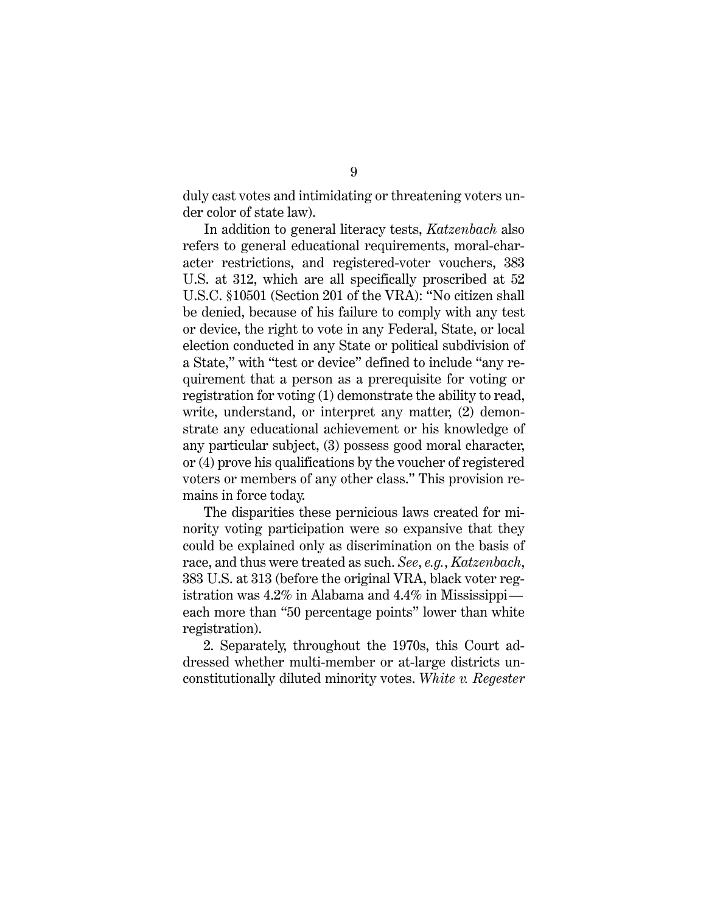duly cast votes and intimidating or threatening voters under color of state law).

In addition to general literacy tests, *Katzenbach* also refers to general educational requirements, moral-character restrictions, and registered-voter vouchers, 383 U.S. at 312, which are all specifically proscribed at 52 U.S.C. §10501 (Section 201 of the VRA): "No citizen shall be denied, because of his failure to comply with any test or device, the right to vote in any Federal, State, or local election conducted in any State or political subdivision of a State," with "test or device" defined to include "any requirement that a person as a prerequisite for voting or registration for voting (1) demonstrate the ability to read, write, understand, or interpret any matter, (2) demonstrate any educational achievement or his knowledge of any particular subject, (3) possess good moral character, or (4) prove his qualifications by the voucher of registered voters or members of any other class." This provision remains in force today.

The disparities these pernicious laws created for minority voting participation were so expansive that they could be explained only as discrimination on the basis of race, and thus were treated as such. *See*, *e.g.*, *Katzenbach*, 383 U.S. at 313 (before the original VRA, black voter registration was 4.2% in Alabama and 4.4% in Mississippi—each more than "50 percentage points" lower than white registration).

2. Separately, throughout the 1970s, this Court addressed whether multi-member or at-large districts unconstitutionally diluted minority votes. *White v. Regester*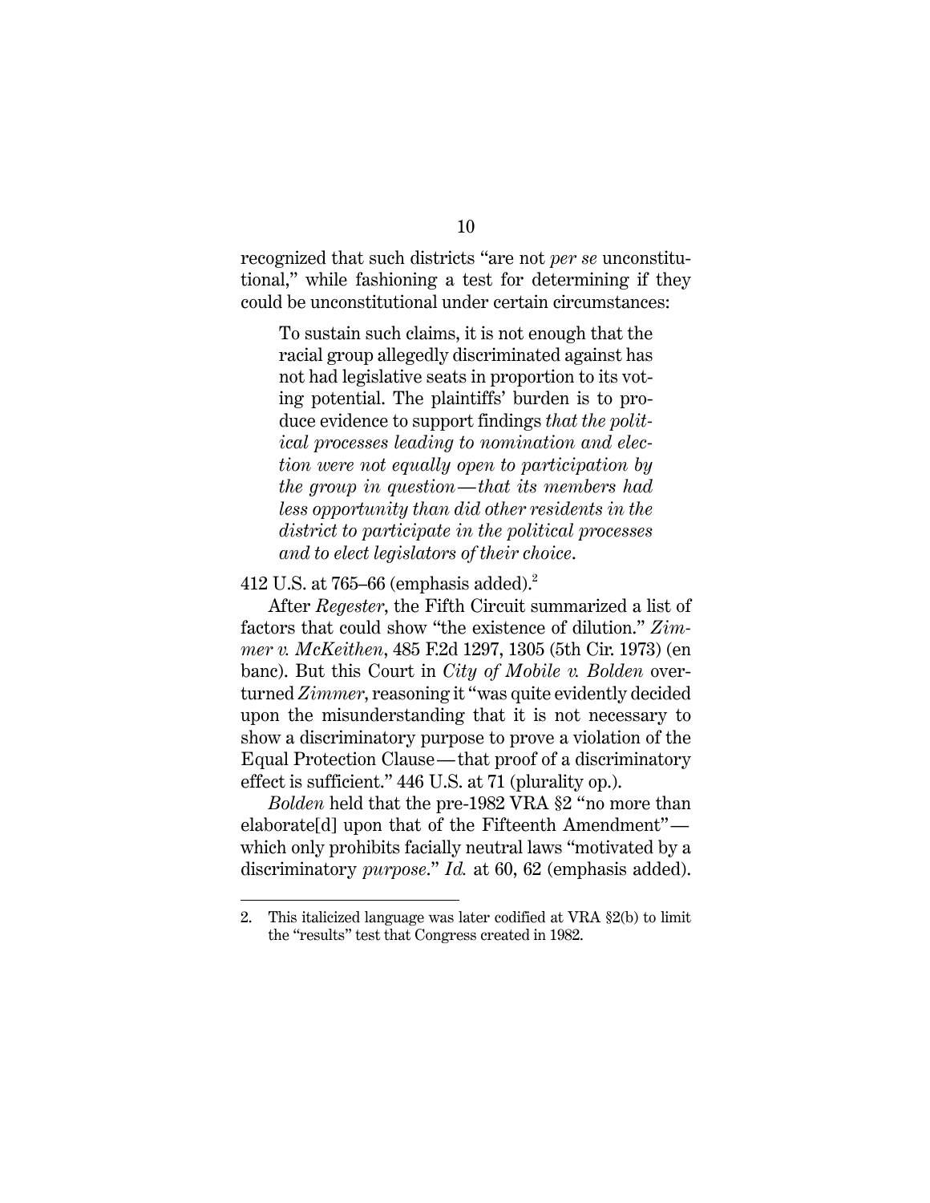recognized that such districts "are not *per se* unconstitutional," while fashioning a test for determining if they could be unconstitutional under certain circumstances:

> To sustain such claims, it is not enough that the racial group allegedly discriminated against has not had legislative seats in proportion to its voting potential. The plaintiffs' burden is to produce evidence to support findings *that the political processes leading to nomination and election were not equally open to participation by the group in question—that its members had less opportunity than did other residents in the district to participate in the political processes and to elect legislators of their choice*.

412 U.S. at 765–66 (emphasis added).[2]

After *Regester*, the Fifth Circuit summarized a list of factors that could show "the existence of dilution." *Zimmer v. McKeithen*, 485 F.2d 1297, 1305 (5th Cir. 1973) (en banc). But this Court in *City of Mobile v. Bolden* overturned *Zimmer*, reasoning it "was quite evidently decided upon the misunderstanding that it is not necessary to show a discriminatory purpose to prove a violation of the Equal Protection Clause—that proof of a discriminatory effect is sufficient." 446 U.S. at 71 (plurality op.).

*Bolden* held that the pre-1982 VRA §2 "no more than elaborate[d] upon that of the Fifteenth Amendment"—which only prohibits facially neutral laws "motivated by a discriminatory *purpose*." *Id.* at 60, 62 (emphasis added).

---

2. This italicized language was later codified at VRA §2(b) to limit the "results" test that Congress created in 1982.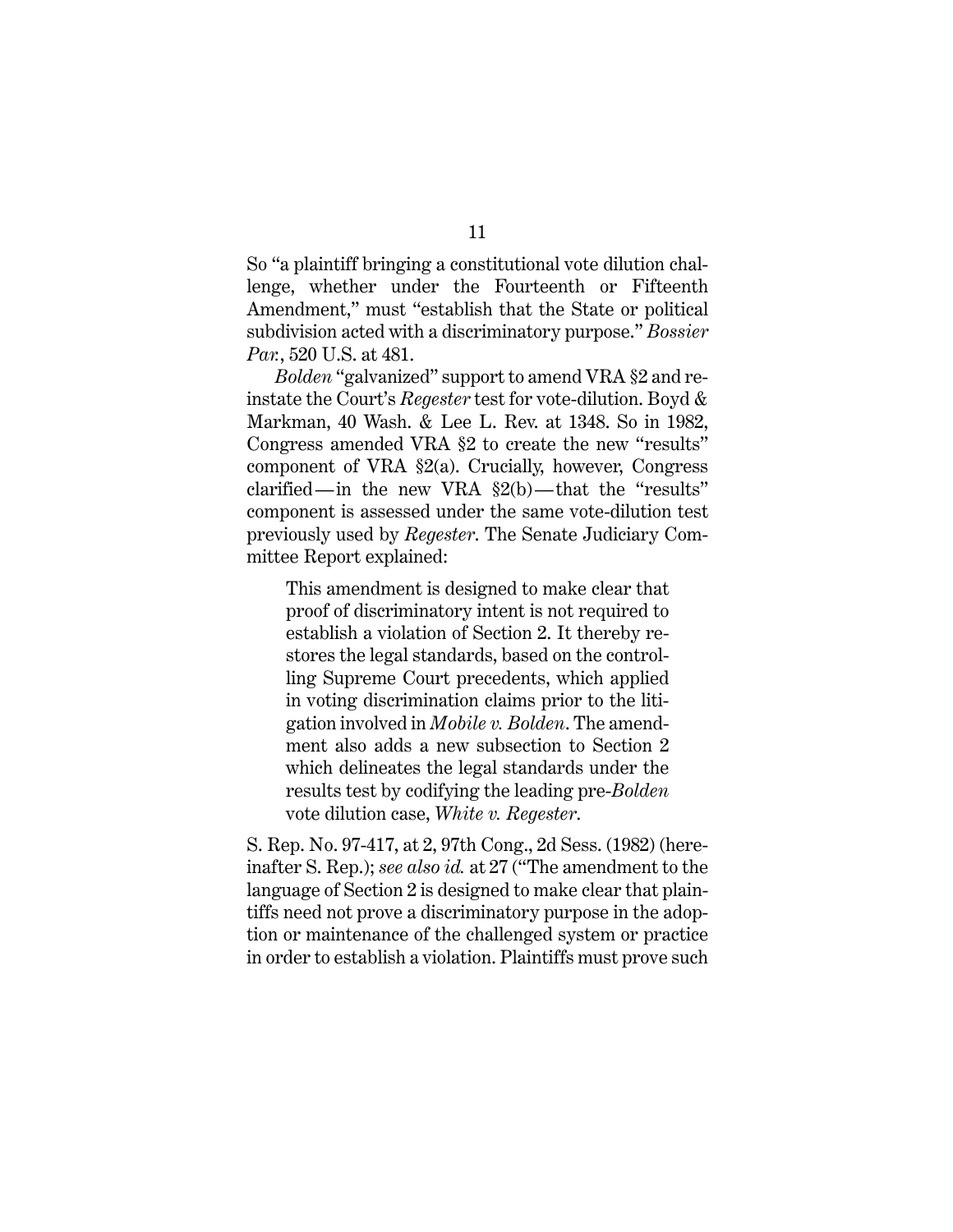So "a plaintiff bringing a constitutional vote dilution challenge, whether under the Fourteenth or Fifteenth Amendment," must "establish that the State or political subdivision acted with a discriminatory purpose." *Bossier Par.*, 520 U.S. at 481.

*Bolden* "galvanized" support to amend VRA §2 and reinstate the Court's *Regester* test for vote-dilution. Boyd & Markman, 40 Wash. & Lee L. Rev. at 1348. So in 1982, Congress amended VRA §2 to create the new "results" component of VRA §2(a). Crucially, however, Congress clarified — in the new VRA §2(b) — that the "results" component is assessed under the same vote-dilution test previously used by *Regester*. The Senate Judiciary Committee Report explained:

> This amendment is designed to make clear that proof of discriminatory intent is not required to establish a violation of Section 2. It thereby restores the legal standards, based on the controlling Supreme Court precedents, which applied in voting discrimination claims prior to the litigation involved in *Mobile v. Bolden*. The amendment also adds a new subsection to Section 2 which delineates the legal standards under the results test by codifying the leading pre-*Bolden* vote dilution case, *White v. Regester*.

S. Rep. No. 97-417, at 2, 97th Cong., 2d Sess. (1982) (hereinafter S. Rep.); *see also id.* at 27 ("The amendment to the language of Section 2 is designed to make clear that plaintiffs need not prove a discriminatory purpose in the adoption or maintenance of the challenged system or practice in order to establish a violation. Plaintiffs must prove such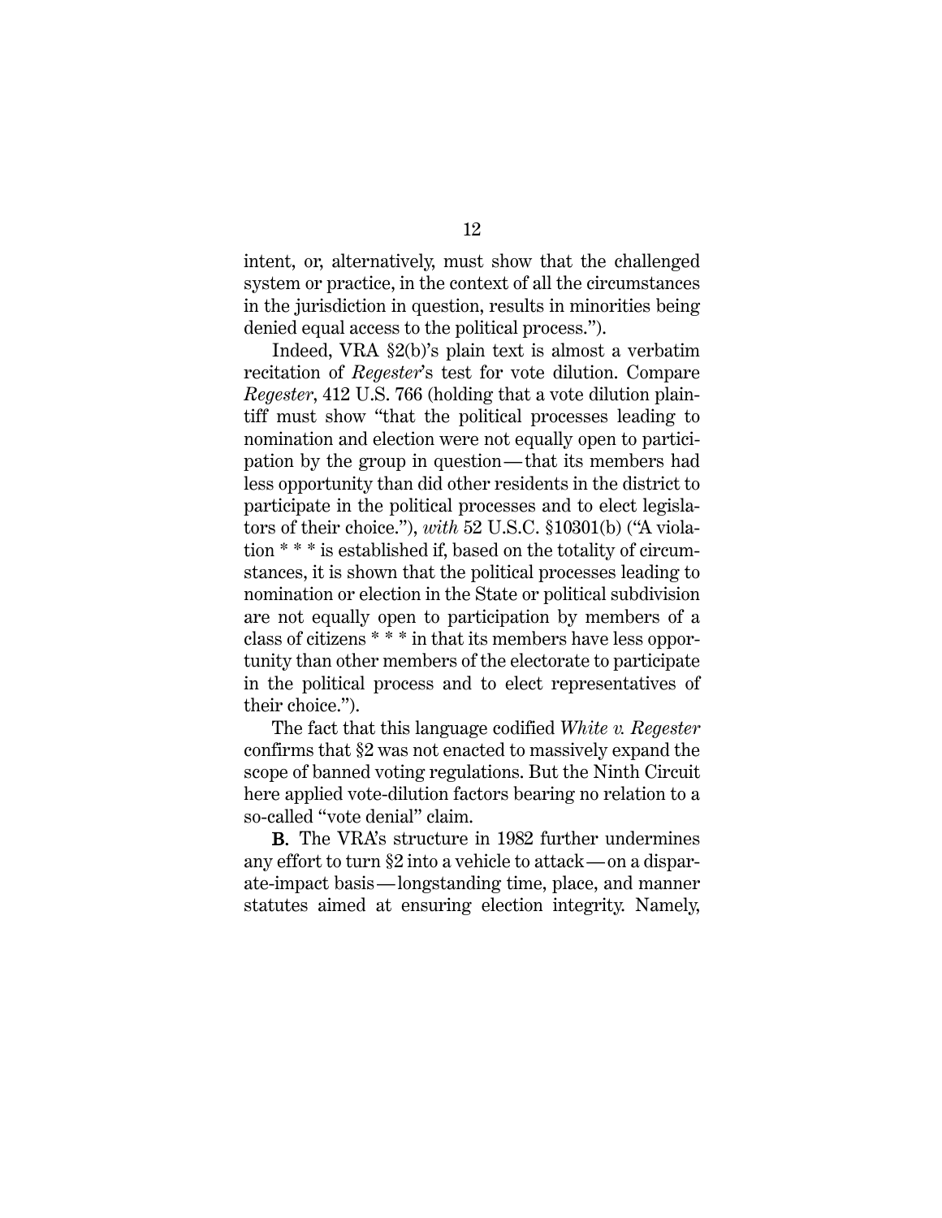intent, or, alternatively, must show that the challenged system or practice, in the context of all the circumstances in the jurisdiction in question, results in minorities being denied equal access to the political process.").

Indeed, VRA §2(b)'s plain text is almost a verbatim recitation of *Regester*'s test for vote dilution. Compare *Regester*, 412 U.S. 766 (holding that a vote dilution plaintiff must show "that the political processes leading to nomination and election were not equally open to participation by the group in question—that its members had less opportunity than did other residents in the district to participate in the political processes and to elect legislators of their choice."), *with* 52 U.S.C. §10301(b) ("A violation * * * is established if, based on the totality of circumstances, it is shown that the political processes leading to nomination or election in the State or political subdivision are not equally open to participation by members of a class of citizens * * * in that its members have less opportunity than other members of the electorate to participate in the political process and to elect representatives of their choice.").

The fact that this language codified *White v. Regester* confirms that §2 was not enacted to massively expand the scope of banned voting regulations. But the Ninth Circuit here applied vote-dilution factors bearing no relation to a so-called "vote denial" claim.

**B.** The VRA's structure in 1982 further undermines any effort to turn §2 into a vehicle to attack—on a disparate-impact basis—longstanding time, place, and manner statutes aimed at ensuring election integrity. Namely,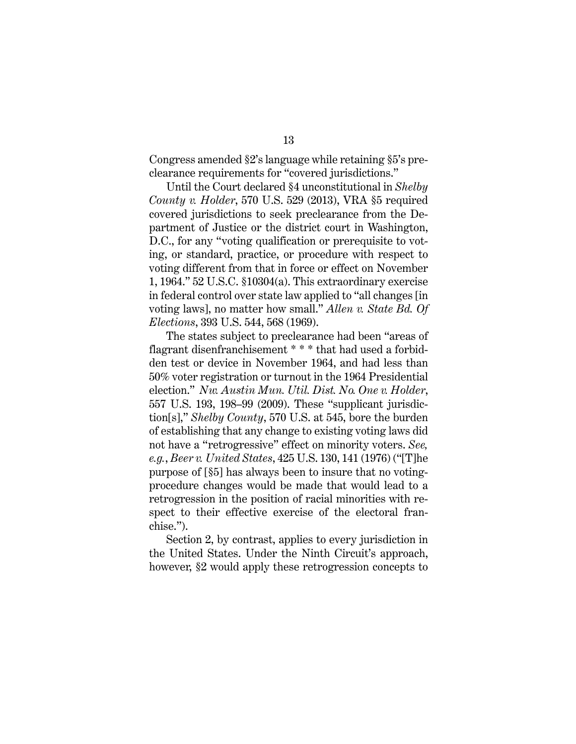Congress amended §2's language while retaining §5's preclearance requirements for "covered jurisdictions."

Until the Court declared §4 unconstitutional in *Shelby County v. Holder*, 570 U.S. 529 (2013), VRA §5 required covered jurisdictions to seek preclearance from the Department of Justice or the district court in Washington, D.C., for any "voting qualification or prerequisite to voting, or standard, practice, or procedure with respect to voting different from that in force or effect on November 1, 1964." 52 U.S.C. §10304(a). This extraordinary exercise in federal control over state law applied to "all changes [in voting laws], no matter how small." *Allen v. State Bd. Of Elections*, 393 U.S. 544, 568 (1969).

The states subject to preclearance had been "areas of flagrant disenfranchisement * * * that had used a forbidden test or device in November 1964, and had less than 50% voter registration or turnout in the 1964 Presidential election." *Nw. Austin Mun. Util. Dist. No. One v. Holder*, 557 U.S. 193, 198–99 (2009). These "supplicant jurisdiction[s]," *Shelby County*, 570 U.S. at 545, bore the burden of establishing that any change to existing voting laws did not have a "retrogressive" effect on minority voters. *See, e.g.*, *Beer v. United States*, 425 U.S. 130, 141 (1976) ("[T]he purpose of [§5] has always been to insure that no voting-procedure changes would be made that would lead to a retrogression in the position of racial minorities with respect to their effective exercise of the electoral franchise.").

Section 2, by contrast, applies to every jurisdiction in the United States. Under the Ninth Circuit's approach, however, §2 would apply these retrogression concepts to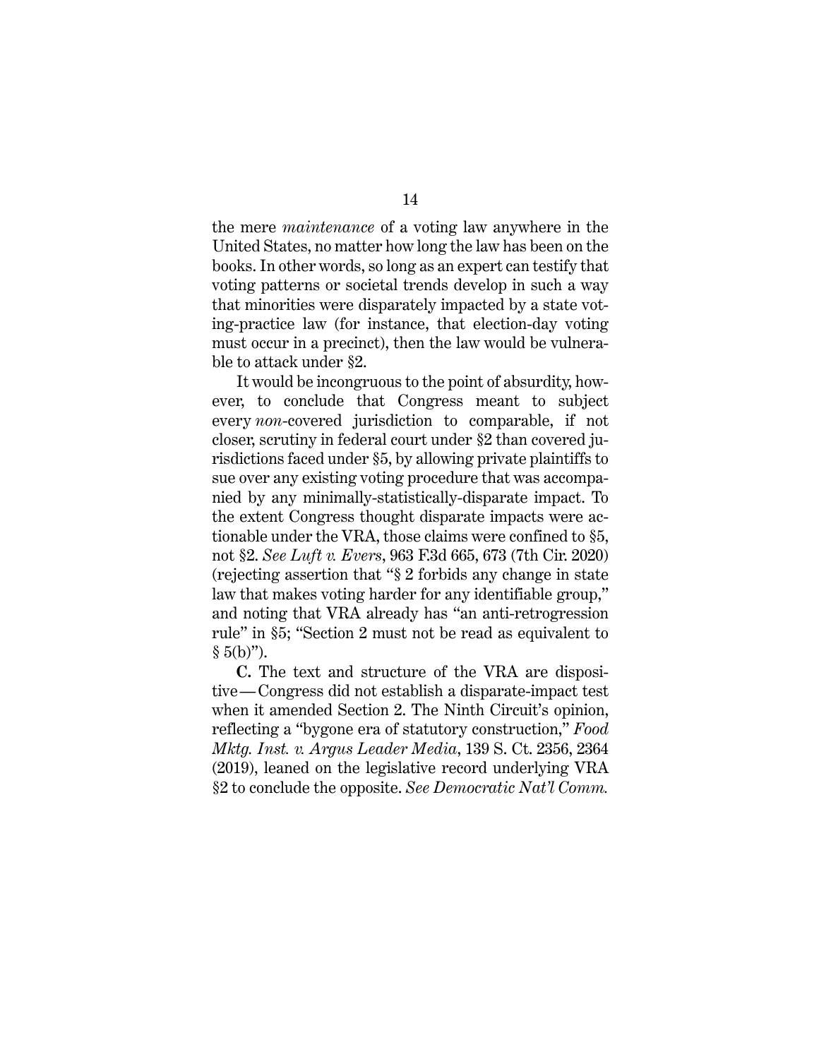the mere *maintenance* of a voting law anywhere in the United States, no matter how long the law has been on the books. In other words, so long as an expert can testify that voting patterns or societal trends develop in such a way that minorities were disparately impacted by a state voting-practice law (for instance, that election-day voting must occur in a precinct), then the law would be vulnerable to attack under §2.

It would be incongruous to the point of absurdity, however, to conclude that Congress meant to subject every *non*-covered jurisdiction to comparable, if not closer, scrutiny in federal court under §2 than covered jurisdictions faced under §5, by allowing private plaintiffs to sue over any existing voting procedure that was accompanied by any minimally-statistically-disparate impact. To the extent Congress thought disparate impacts were actionable under the VRA, those claims were confined to §5, not §2. *See Luft v. Evers*, 963 F.3d 665, 673 (7th Cir. 2020) (rejecting assertion that "§ 2 forbids any change in state law that makes voting harder for any identifiable group," and noting that VRA already has "an anti-retrogression rule" in §5; "Section 2 must not be read as equivalent to § 5(b)").

**C.** The text and structure of the VRA are dispositive—Congress did not establish a disparate-impact test when it amended Section 2. The Ninth Circuit's opinion, reflecting a "bygone era of statutory construction," *Food Mktg. Inst. v. Argus Leader Media*, 139 S. Ct. 2356, 2364 (2019), leaned on the legislative record underlying VRA §2 to conclude the opposite. *See Democratic Nat'l Comm.*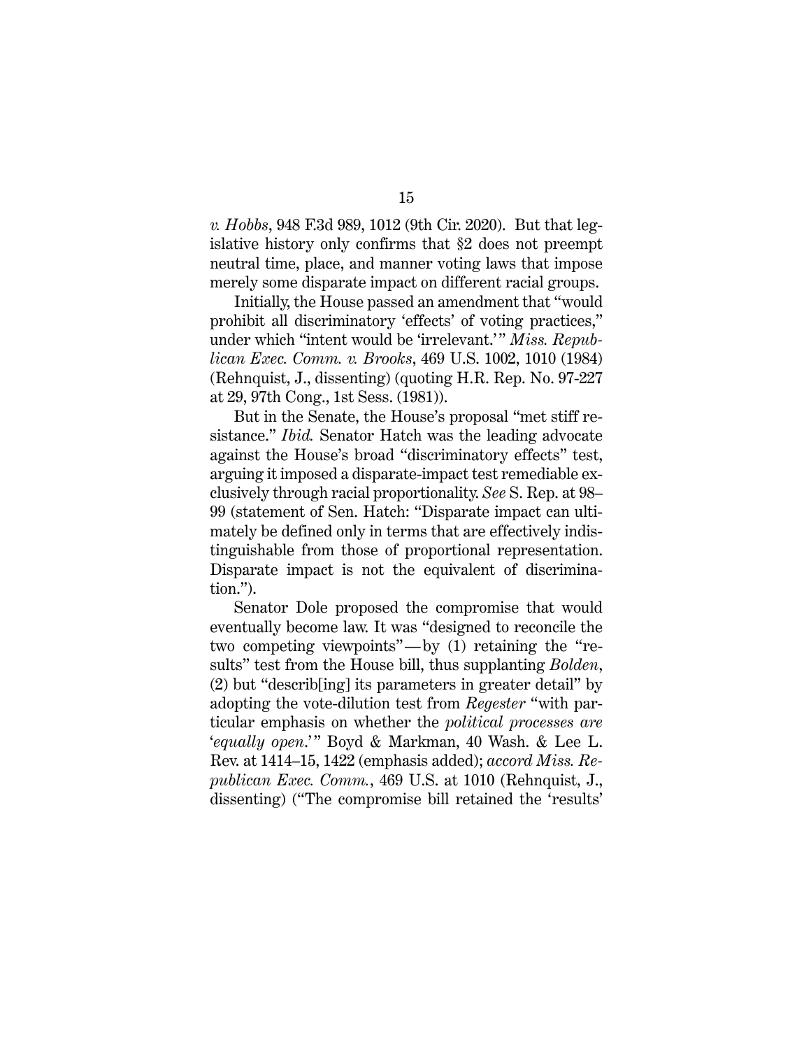*v. Hobbs*, 948 F.3d 989, 1012 (9th Cir. 2020). But that legislative history only confirms that §2 does not preempt neutral time, place, and manner voting laws that impose merely some disparate impact on different racial groups.

Initially, the House passed an amendment that "would prohibit all discriminatory 'effects' of voting practices," under which "intent would be 'irrelevant.'" *Miss. Republican Exec. Comm. v. Brooks*, 469 U.S. 1002, 1010 (1984) (Rehnquist, J., dissenting) (quoting H.R. Rep. No. 97-227 at 29, 97th Cong., 1st Sess. (1981)).

But in the Senate, the House's proposal "met stiff resistance." *Ibid.* Senator Hatch was the leading advocate against the House's broad "discriminatory effects" test, arguing it imposed a disparate-impact test remediable exclusively through racial proportionality. *See* S. Rep. at 98–99 (statement of Sen. Hatch: "Disparate impact can ultimately be defined only in terms that are effectively indistinguishable from those of proportional representation. Disparate impact is not the equivalent of discrimination.").

Senator Dole proposed the compromise that would eventually become law. It was "designed to reconcile the two competing viewpoints"—by (1) retaining the "results" test from the House bill, thus supplanting *Bolden*, (2) but "describ[ing] its parameters in greater detail" by adopting the vote-dilution test from *Regester* "with particular emphasis on whether the *political processes are* '*equally open*.'" Boyd & Markman, 40 Wash. & Lee L. Rev. at 1414–15, 1422 (emphasis added); *accord Miss. Republican Exec. Comm.*, 469 U.S. at 1010 (Rehnquist, J., dissenting) ("The compromise bill retained the 'results'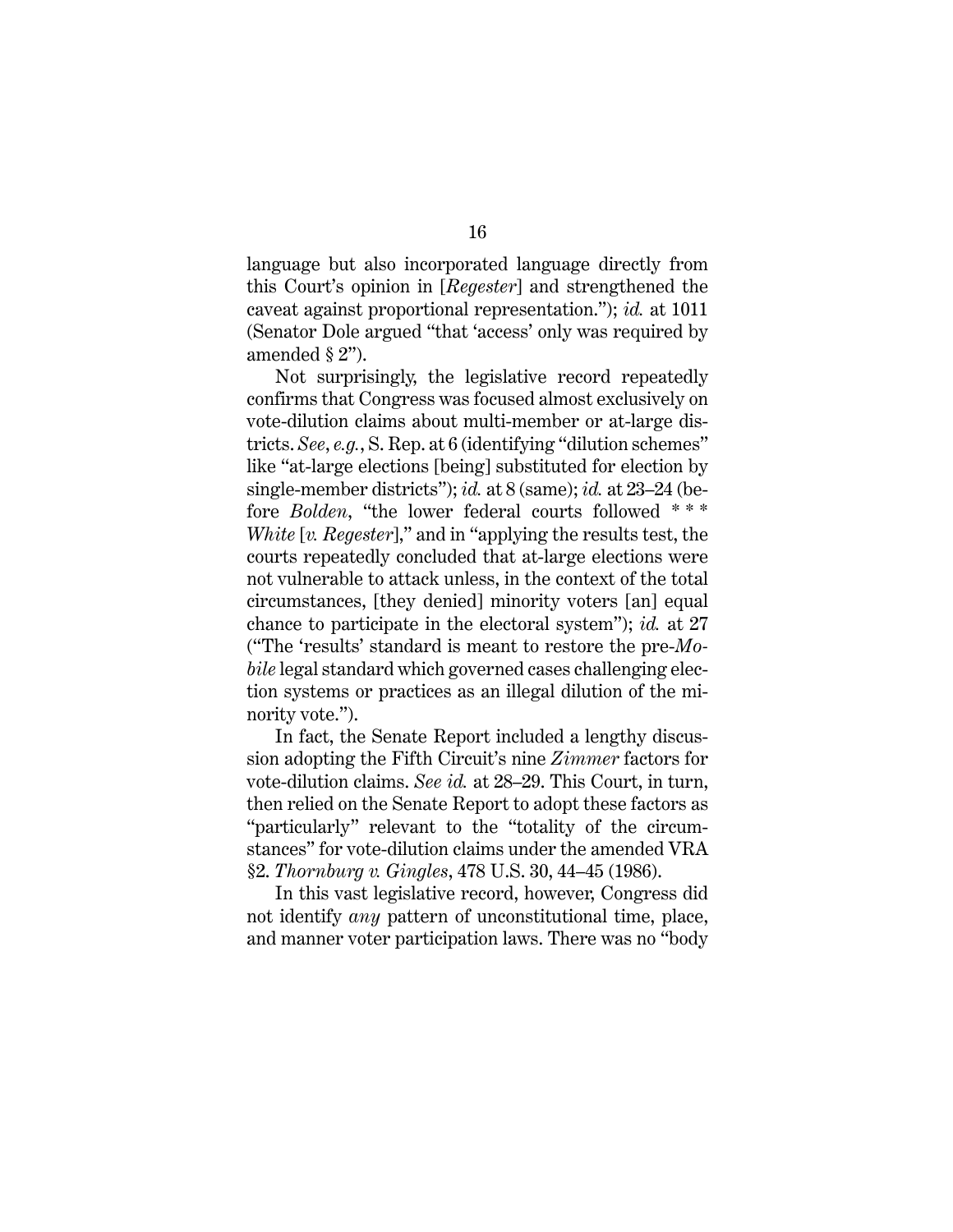language but also incorporated language directly from this Court's opinion in [*Regester*] and strengthened the caveat against proportional representation."); *id.* at 1011 (Senator Dole argued "that 'access' only was required by amended § 2").

Not surprisingly, the legislative record repeatedly confirms that Congress was focused almost exclusively on vote-dilution claims about multi-member or at-large districts. *See*, *e.g.*, S. Rep. at 6 (identifying "dilution schemes" like "at-large elections [being] substituted for election by single-member districts"); *id.* at 8 (same); *id.* at 23–24 (before *Bolden*, "the lower federal courts followed * * * *White* [*v. Regester*]," and in "applying the results test, the courts repeatedly concluded that at-large elections were not vulnerable to attack unless, in the context of the total circumstances, [they denied] minority voters [an] equal chance to participate in the electoral system"); *id.* at 27 ("The 'results' standard is meant to restore the pre-*Mobile* legal standard which governed cases challenging election systems or practices as an illegal dilution of the minority vote.").

In fact, the Senate Report included a lengthy discussion adopting the Fifth Circuit's nine *Zimmer* factors for vote-dilution claims. *See id.* at 28–29. This Court, in turn, then relied on the Senate Report to adopt these factors as "particularly" relevant to the "totality of the circumstances" for vote-dilution claims under the amended VRA §2. *Thornburg v. Gingles*, 478 U.S. 30, 44–45 (1986).

In this vast legislative record, however, Congress did not identify *any* pattern of unconstitutional time, place, and manner voter participation laws. There was no "body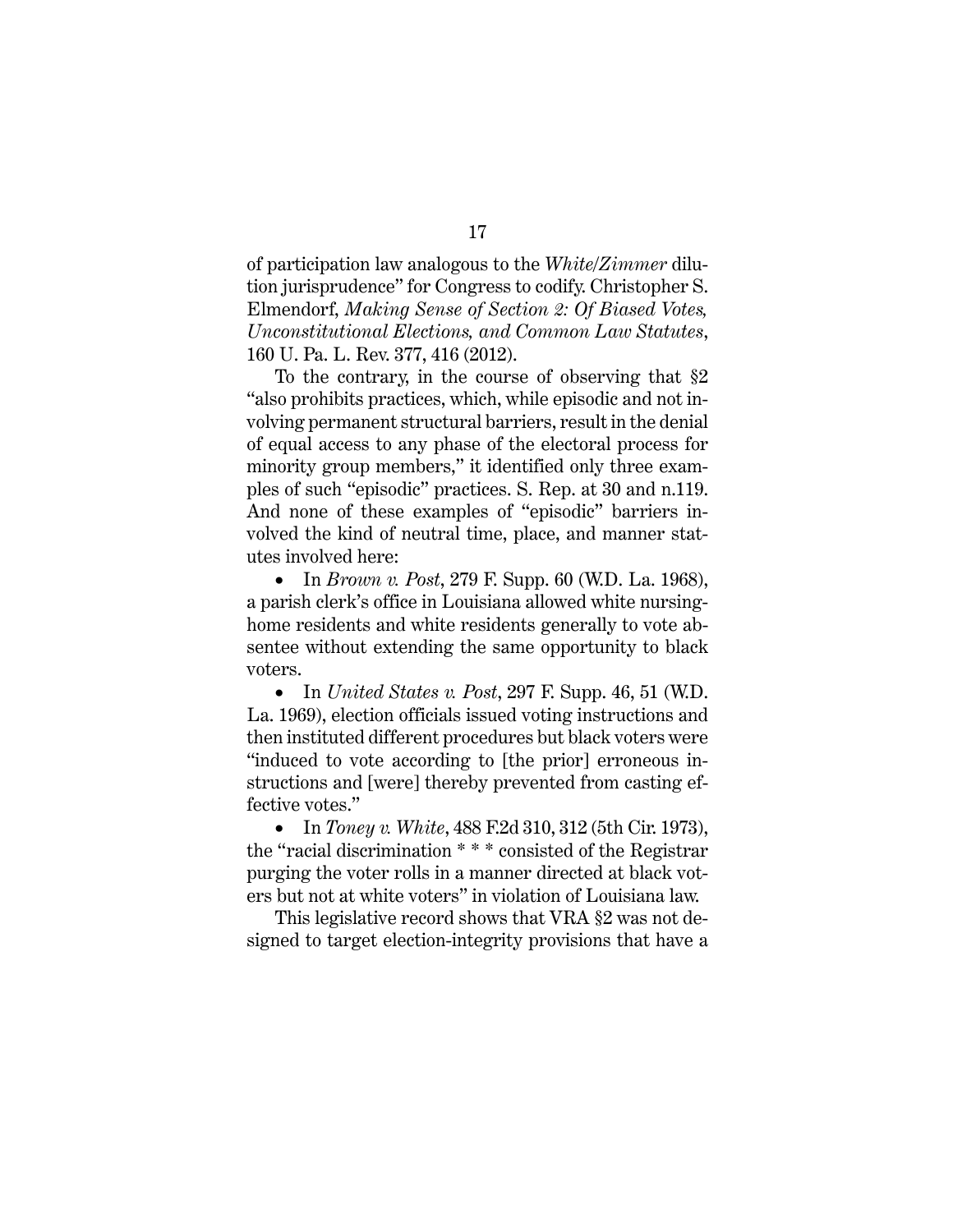of participation law analogous to the *White/Zimmer* dilution jurisprudence" for Congress to codify. Christopher S. Elmendorf, *Making Sense of Section 2: Of Biased Votes, Unconstitutional Elections, and Common Law Statutes*, 160 U. Pa. L. Rev. 377, 416 (2012).

To the contrary, in the course of observing that §2 "also prohibits practices, which, while episodic and not involving permanent structural barriers, result in the denial of equal access to any phase of the electoral process for minority group members," it identified only three examples of such "episodic" practices. S. Rep. at 30 and n.119. And none of these examples of "episodic" barriers involved the kind of neutral time, place, and manner statutes involved here:

- In *Brown v. Post*, 279 F. Supp. 60 (W.D. La. 1968), a parish clerk's office in Louisiana allowed white nursing-home residents and white residents generally to vote absentee without extending the same opportunity to black voters.
- In *United States v. Post*, 297 F. Supp. 46, 51 (W.D. La. 1969), election officials issued voting instructions and then instituted different procedures but black voters were "induced to vote according to [the prior] erroneous instructions and [were] thereby prevented from casting effective votes."
- In *Toney v. White*, 488 F.2d 310, 312 (5th Cir. 1973), the "racial discrimination * * * consisted of the Registrar purging the voter rolls in a manner directed at black voters but not at white voters" in violation of Louisiana law.

This legislative record shows that VRA §2 was not designed to target election-integrity provisions that have a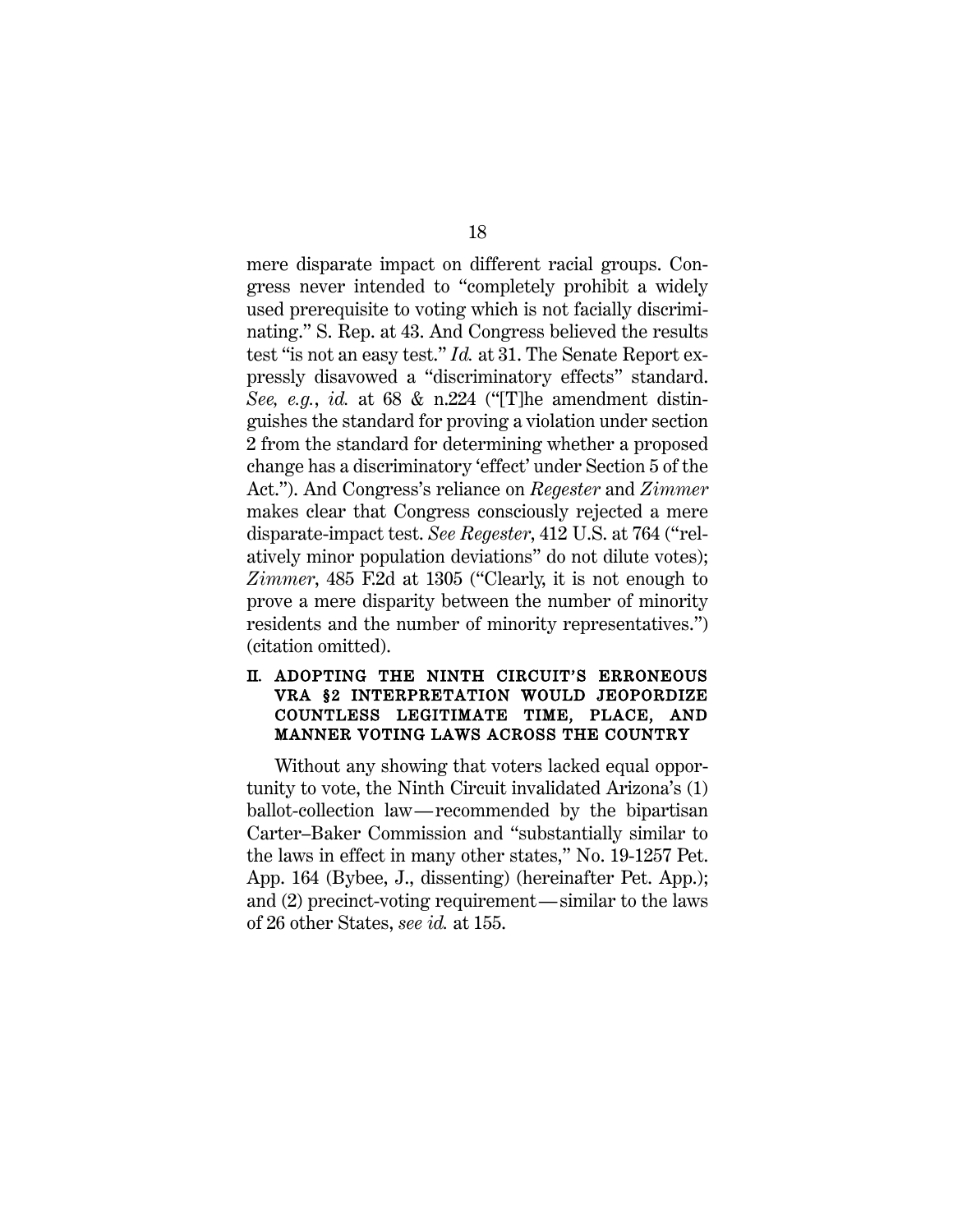mere disparate impact on different racial groups. Congress never intended to "completely prohibit a widely used prerequisite to voting which is not facially discriminating." S. Rep. at 43. And Congress believed the results test "is not an easy test." *Id.* at 31. The Senate Report expressly disavowed a "discriminatory effects" standard. *See, e.g.*, *id.* at 68 & n.224 ("[T]he amendment distinguishes the standard for proving a violation under section 2 from the standard for determining whether a proposed change has a discriminatory 'effect' under Section 5 of the Act."). And Congress's reliance on *Regester* and *Zimmer* makes clear that Congress consciously rejected a mere disparate-impact test. *See Regester*, 412 U.S. at 764 ("relatively minor population deviations" do not dilute votes); *Zimmer*, 485 F.2d at 1305 ("Clearly, it is not enough to prove a mere disparity between the number of minority residents and the number of minority representatives.") (citation omitted).

## II. ADOPTING THE NINTH CIRCUIT'S ERRONEOUS VRA §2 INTERPRETATION WOULD JEOPORDIZE COUNTLESS LEGITIMATE TIME, PLACE, AND MANNER VOTING LAWS ACROSS THE COUNTRY

Without any showing that voters lacked equal opportunity to vote, the Ninth Circuit invalidated Arizona's (1) ballot-collection law—recommended by the bipartisan Carter–Baker Commission and "substantially similar to the laws in effect in many other states," No. 19-1257 Pet. App. 164 (Bybee, J., dissenting) (hereinafter Pet. App.); and (2) precinct-voting requirement—similar to the laws of 26 other States, *see id.* at 155.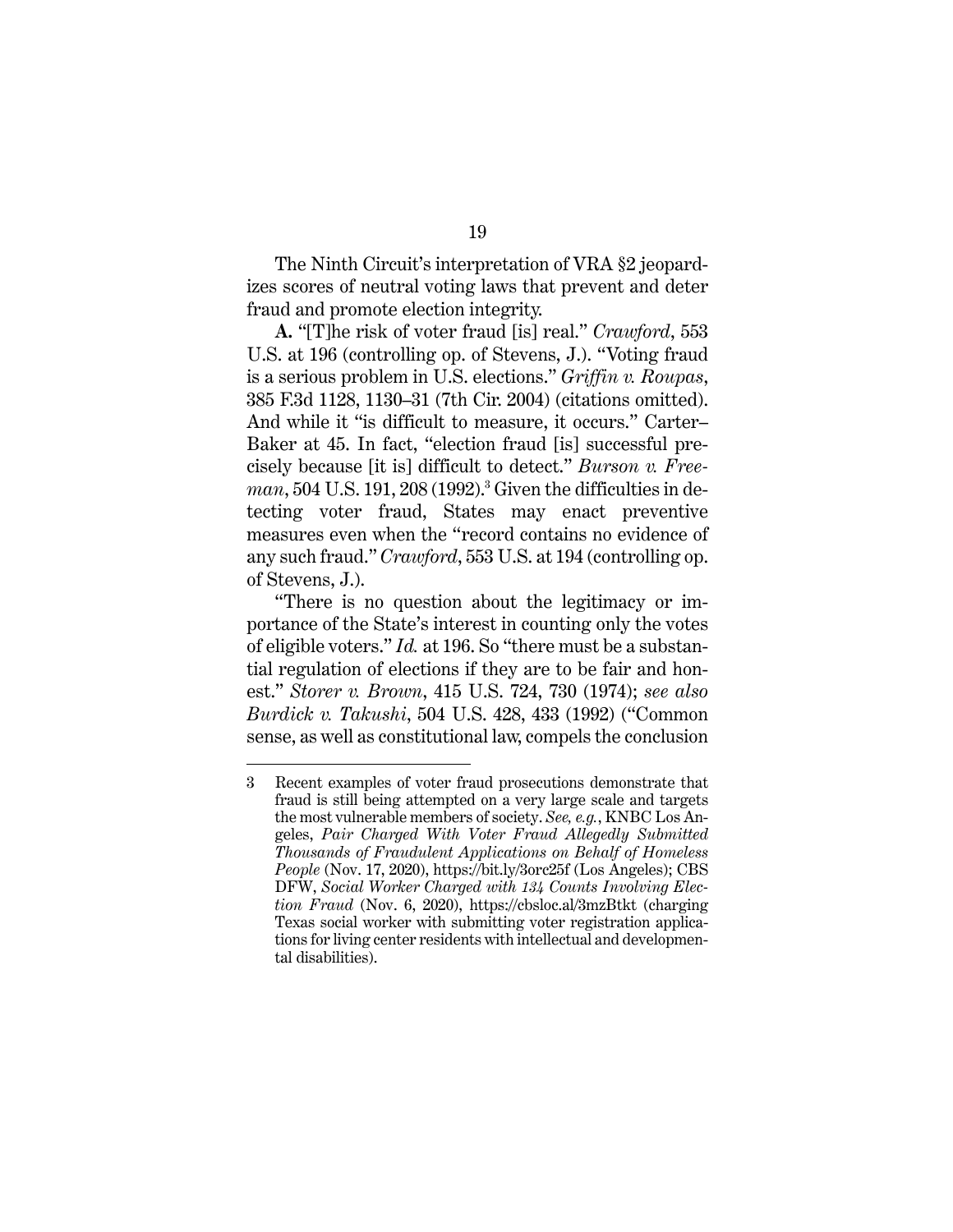The Ninth Circuit's interpretation of VRA §2 jeopardizes scores of neutral voting laws that prevent and deter fraud and promote election integrity.

**A.** "[T]he risk of voter fraud [is] real." *Crawford*, 553 U.S. at 196 (controlling op. of Stevens, J.). "Voting fraud is a serious problem in U.S. elections." *Griffin v. Roupas*, 385 F.3d 1128, 1130–31 (7th Cir. 2004) (citations omitted). And while it "is difficult to measure, it occurs." Carter–Baker at 45. In fact, "election fraud [is] successful precisely because [it is] difficult to detect." *Burson v. Freeman*, 504 U.S. 191, 208 (1992).[3] Given the difficulties in detecting voter fraud, States may enact preventive measures even when the "record contains no evidence of any such fraud." *Crawford*, 553 U.S. at 194 (controlling op. of Stevens, J.).

"There is no question about the legitimacy or importance of the State's interest in counting only the votes of eligible voters." *Id.* at 196. So "there must be a substantial regulation of elections if they are to be fair and honest." *Storer v. Brown*, 415 U.S. 724, 730 (1974); *see also Burdick v. Takushi*, 504 U.S. 428, 433 (1992) ("Common sense, as well as constitutional law, compels the conclusion

---

3 Recent examples of voter fraud prosecutions demonstrate that fraud is still being attempted on a very large scale and targets the most vulnerable members of society. *See, e.g.*, KNBC Los Angeles, *Pair Charged With Voter Fraud Allegedly Submitted Thousands of Fraudulent Applications on Behalf of Homeless People* (Nov. 17, 2020), https://bit.ly/3orc25f (Los Angeles); CBS DFW, *Social Worker Charged with 134 Counts Involving Election Fraud* (Nov. 6, 2020), https://cbsloc.al/3mzBtkt (charging Texas social worker with submitting voter registration applications for living center residents with intellectual and developmental disabilities).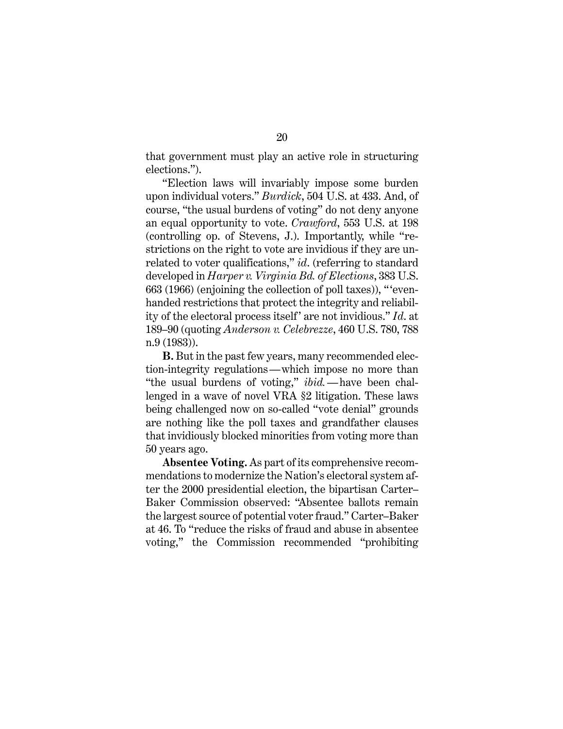that government must play an active role in structuring elections.").

"Election laws will invariably impose some burden upon individual voters." *Burdick*, 504 U.S. at 433. And, of course, "the usual burdens of voting" do not deny anyone an equal opportunity to vote. *Crawford*, 553 U.S. at 198 (controlling op. of Stevens, J.). Importantly, while "restrictions on the right to vote are invidious if they are unrelated to voter qualifications," *id*. (referring to standard developed in *Harper v. Virginia Bd. of Elections*, 383 U.S. 663 (1966) (enjoining the collection of poll taxes)), "'evenhanded restrictions that protect the integrity and reliability of the electoral process itself' are not invidious." *Id*. at 189–90 (quoting *Anderson v. Celebrezze*, 460 U.S. 780, 788 n.9 (1983)).

**B.** But in the past few years, many recommended election-integrity regulations—which impose no more than "the usual burdens of voting," *ibid.*—have been challenged in a wave of novel VRA §2 litigation. These laws being challenged now on so-called "vote denial" grounds are nothing like the poll taxes and grandfather clauses that invidiously blocked minorities from voting more than 50 years ago.

**Absentee Voting.** As part of its comprehensive recommendations to modernize the Nation's electoral system after the 2000 presidential election, the bipartisan Carter–Baker Commission observed: "Absentee ballots remain the largest source of potential voter fraud." Carter–Baker at 46. To "reduce the risks of fraud and abuse in absentee voting," the Commission recommended "prohibiting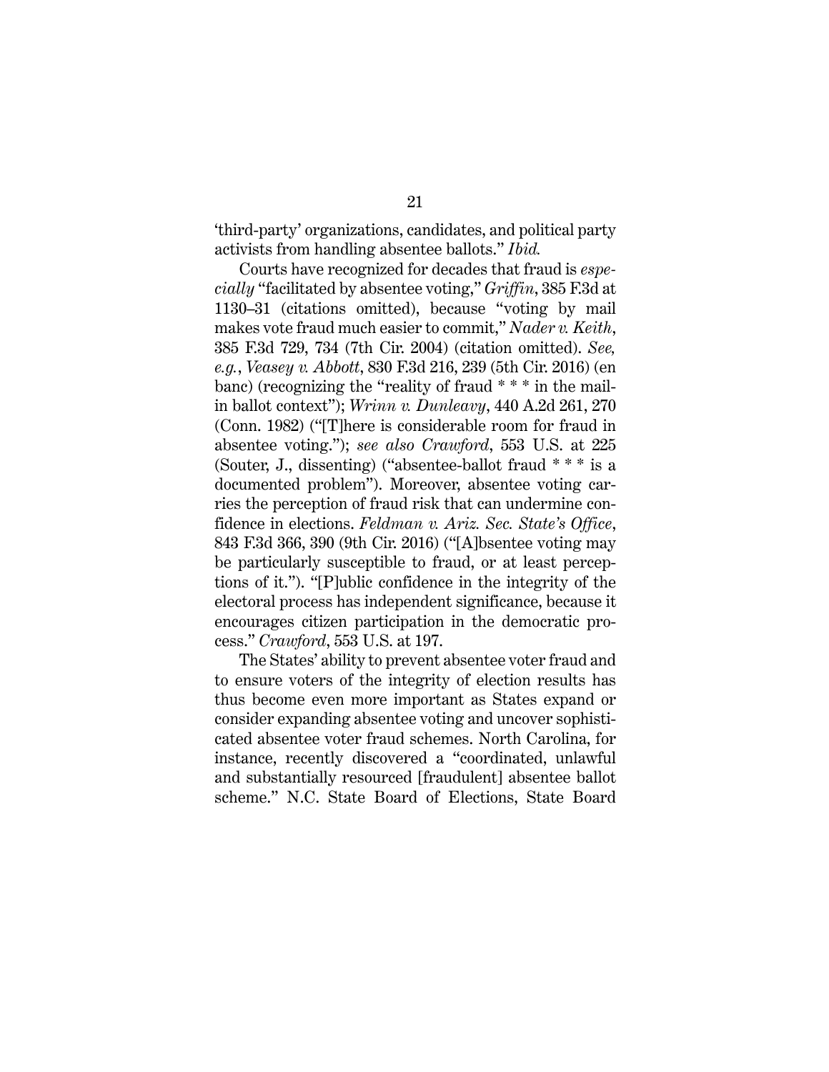'third-party' organizations, candidates, and political party activists from handling absentee ballots." *Ibid.*

Courts have recognized for decades that fraud is *especially* "facilitated by absentee voting," *Griffin*, 385 F.3d at 1130–31 (citations omitted), because "voting by mail makes vote fraud much easier to commit," *Nader v. Keith*, 385 F.3d 729, 734 (7th Cir. 2004) (citation omitted). *See, e.g.*, *Veasey v. Abbott*, 830 F.3d 216, 239 (5th Cir. 2016) (en banc) (recognizing the "reality of fraud * * * in the mail-in ballot context"); *Wrinn v. Dunleavy*, 440 A.2d 261, 270 (Conn. 1982) ("[T]here is considerable room for fraud in absentee voting."); *see also Crawford*, 553 U.S. at 225 (Souter, J., dissenting) ("absentee-ballot fraud * * * is a documented problem"). Moreover, absentee voting carries the perception of fraud risk that can undermine confidence in elections. *Feldman v. Ariz. Sec. State's Office*, 843 F.3d 366, 390 (9th Cir. 2016) ("[A]bsentee voting may be particularly susceptible to fraud, or at least perceptions of it."). "[P]ublic confidence in the integrity of the electoral process has independent significance, because it encourages citizen participation in the democratic process." *Crawford*, 553 U.S. at 197.

The States' ability to prevent absentee voter fraud and to ensure voters of the integrity of election results has thus become even more important as States expand or consider expanding absentee voting and uncover sophisticated absentee voter fraud schemes. North Carolina, for instance, recently discovered a "coordinated, unlawful and substantially resourced [fraudulent] absentee ballot scheme." N.C. State Board of Elections, State Board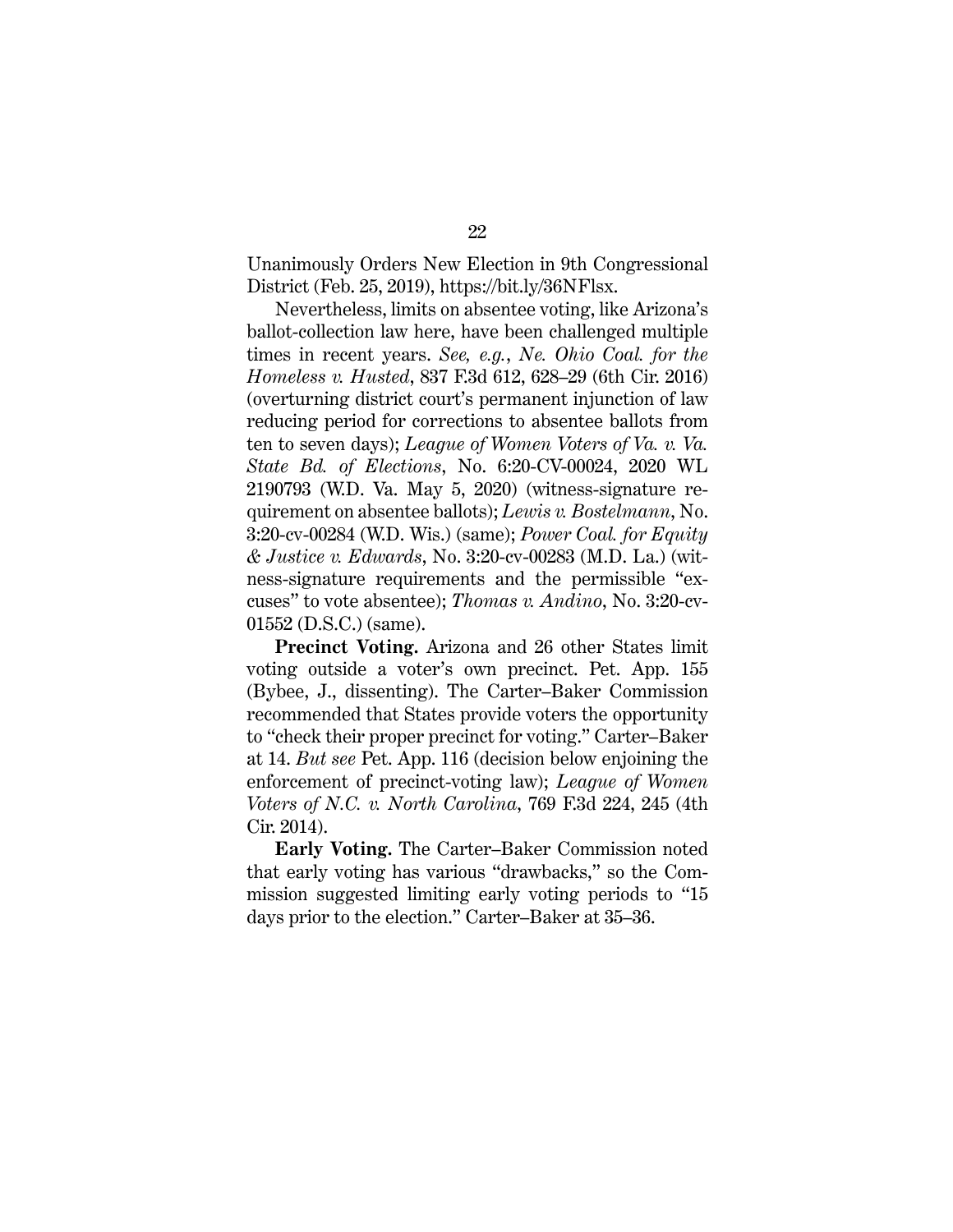Unanimously Orders New Election in 9th Congressional District (Feb. 25, 2019), https://bit.ly/36NFlsx.

Nevertheless, limits on absentee voting, like Arizona's ballot-collection law here, have been challenged multiple times in recent years. *See, e.g.*, *Ne. Ohio Coal. for the Homeless v. Husted*, 837 F.3d 612, 628–29 (6th Cir. 2016) (overturning district court's permanent injunction of law reducing period for corrections to absentee ballots from ten to seven days); *League of Women Voters of Va. v. Va. State Bd. of Elections*, No. 6:20-CV-00024, 2020 WL 2190793 (W.D. Va. May 5, 2020) (witness-signature requirement on absentee ballots); *Lewis v. Bostelmann*, No. 3:20-cv-00284 (W.D. Wis.) (same); *Power Coal. for Equity & Justice v. Edwards*, No. 3:20-cv-00283 (M.D. La.) (witness-signature requirements and the permissible "excuses" to vote absentee); *Thomas v. Andino*, No. 3:20-cv-01552 (D.S.C.) (same).

**Precinct Voting.** Arizona and 26 other States limit voting outside a voter's own precinct. Pet. App. 155 (Bybee, J., dissenting). The Carter–Baker Commission recommended that States provide voters the opportunity to "check their proper precinct for voting." Carter–Baker at 14. *But see* Pet. App. 116 (decision below enjoining the enforcement of precinct-voting law); *League of Women Voters of N.C. v. North Carolina*, 769 F.3d 224, 245 (4th Cir. 2014).

**Early Voting.** The Carter–Baker Commission noted that early voting has various "drawbacks," so the Commission suggested limiting early voting periods to "15 days prior to the election." Carter–Baker at 35–36.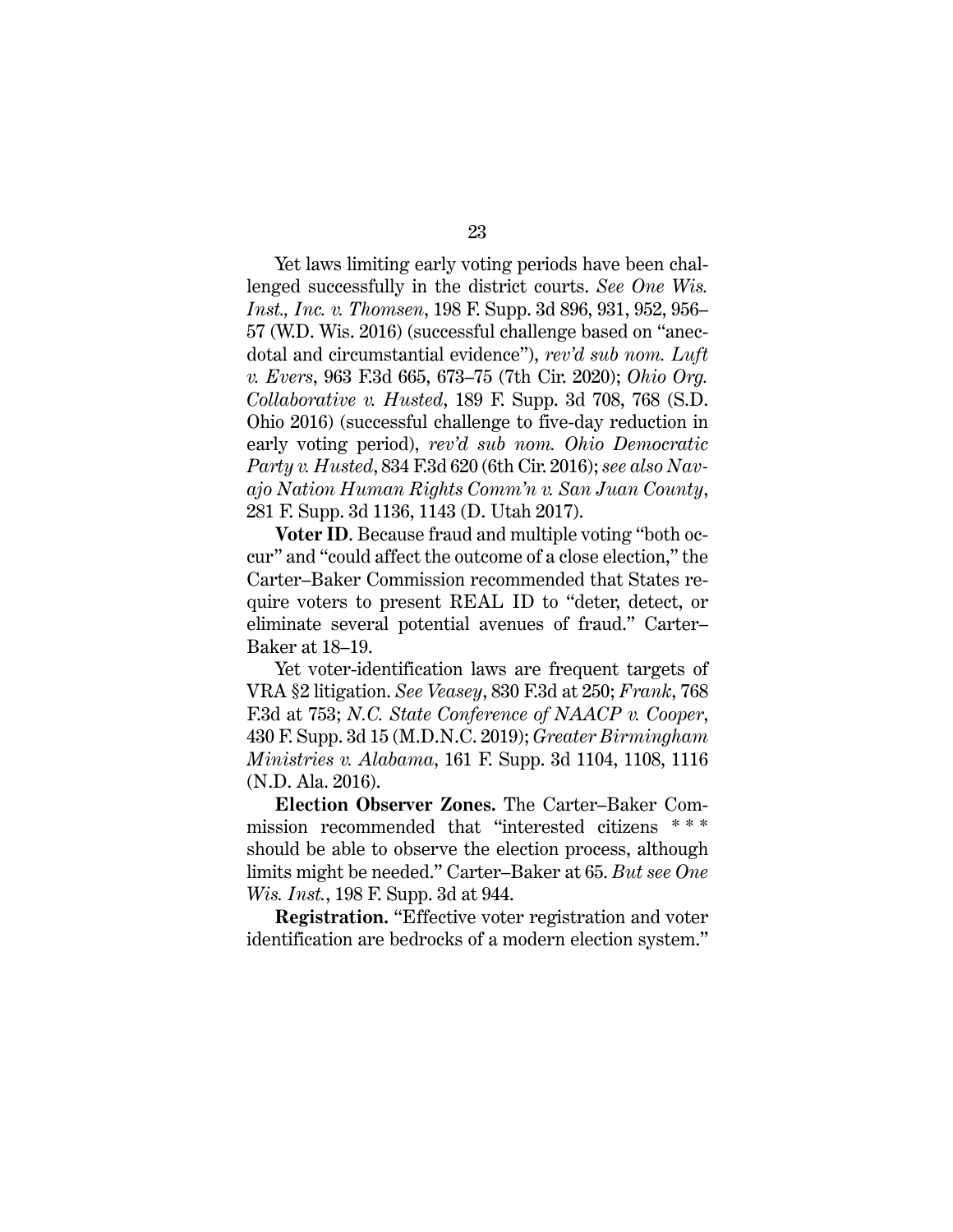Yet laws limiting early voting periods have been challenged successfully in the district courts. *See One Wis. Inst., Inc. v. Thomsen*, 198 F. Supp. 3d 896, 931, 952, 956–57 (W.D. Wis. 2016) (successful challenge based on "anecdotal and circumstantial evidence"), *rev'd sub nom. Luft v. Evers*, 963 F.3d 665, 673–75 (7th Cir. 2020); *Ohio Org. Collaborative v. Husted*, 189 F. Supp. 3d 708, 768 (S.D. Ohio 2016) (successful challenge to five-day reduction in early voting period), *rev'd sub nom. Ohio Democratic Party v. Husted*, 834 F.3d 620 (6th Cir. 2016); *see also Navajo Nation Human Rights Comm'n v. San Juan County*, 281 F. Supp. 3d 1136, 1143 (D. Utah 2017).

**Voter ID**. Because fraud and multiple voting "both occur" and "could affect the outcome of a close election," the Carter–Baker Commission recommended that States require voters to present REAL ID to "deter, detect, or eliminate several potential avenues of fraud." Carter–Baker at 18–19.

Yet voter-identification laws are frequent targets of VRA §2 litigation. *See Veasey*, 830 F.3d at 250; *Frank*, 768 F.3d at 753; *N.C. State Conference of NAACP v. Cooper*, 430 F. Supp. 3d 15 (M.D.N.C. 2019); *Greater Birmingham Ministries v. Alabama*, 161 F. Supp. 3d 1104, 1108, 1116 (N.D. Ala. 2016).

**Election Observer Zones.** The Carter–Baker Commission recommended that "interested citizens * * * should be able to observe the election process, although limits might be needed." Carter–Baker at 65. *But see One Wis. Inst.*, 198 F. Supp. 3d at 944.

**Registration.** "Effective voter registration and voter identification are bedrocks of a modern election system."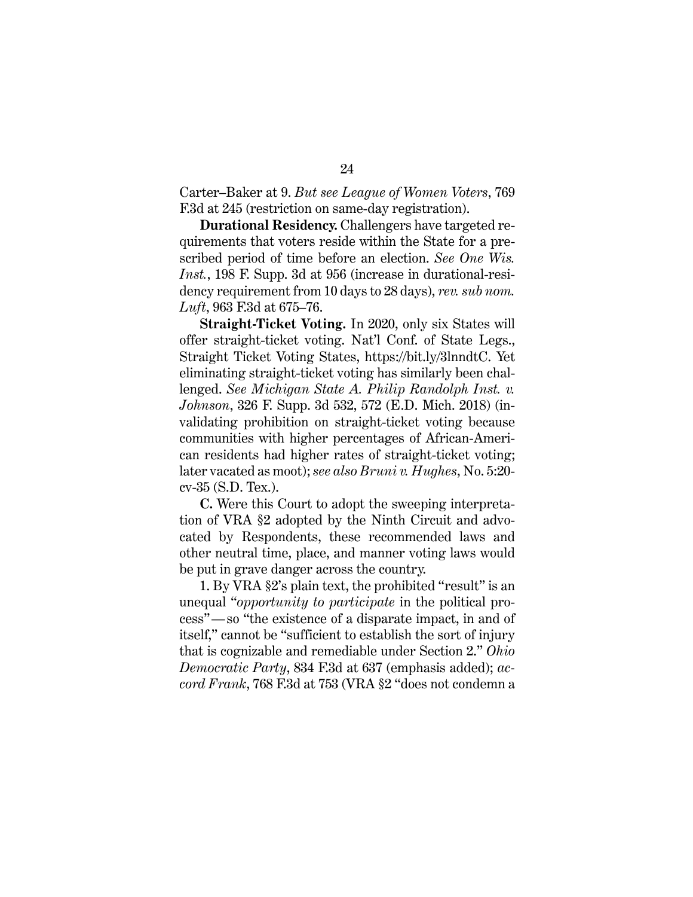Carter–Baker at 9. *But see League of Women Voters*, 769 F.3d at 245 (restriction on same-day registration).

**Durational Residency.** Challengers have targeted requirements that voters reside within the State for a prescribed period of time before an election. *See One Wis. Inst.*, 198 F. Supp. 3d at 956 (increase in durational-residency requirement from 10 days to 28 days), *rev. sub nom. Luft*, 963 F.3d at 675–76.

**Straight-Ticket Voting.** In 2020, only six States will offer straight-ticket voting. Nat'l Conf. of State Legs., Straight Ticket Voting States, https://bit.ly/3lnndtC. Yet eliminating straight-ticket voting has similarly been challenged. *See Michigan State A. Philip Randolph Inst. v. Johnson*, 326 F. Supp. 3d 532, 572 (E.D. Mich. 2018) (invalidating prohibition on straight-ticket voting because communities with higher percentages of African-American residents had higher rates of straight-ticket voting; later vacated as moot); *see also Bruni v. Hughes*, No. 5:20-cv-35 (S.D. Tex.).

**C.** Were this Court to adopt the sweeping interpretation of VRA §2 adopted by the Ninth Circuit and advocated by Respondents, these recommended laws and other neutral time, place, and manner voting laws would be put in grave danger across the country.

1. By VRA §2's plain text, the prohibited "result" is an unequal "*opportunity to participate* in the political process"—so "the existence of a disparate impact, in and of itself," cannot be "sufficient to establish the sort of injury that is cognizable and remediable under Section 2." *Ohio Democratic Party*, 834 F.3d at 637 (emphasis added); *accord Frank*, 768 F.3d at 753 (VRA §2 "does not condemn a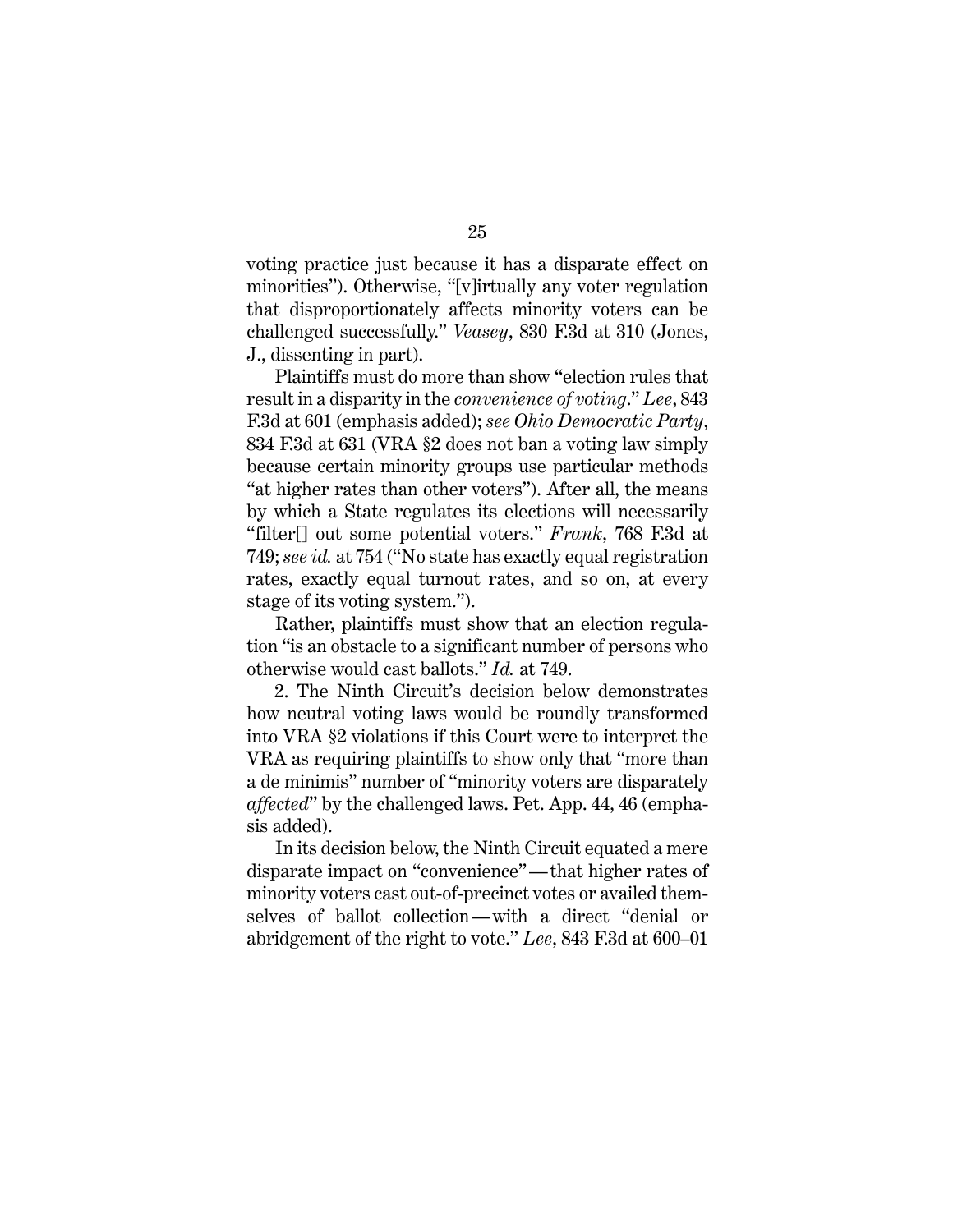voting practice just because it has a disparate effect on minorities"). Otherwise, "[v]irtually any voter regulation that disproportionately affects minority voters can be challenged successfully." *Veasey*, 830 F.3d at 310 (Jones, J., dissenting in part).

Plaintiffs must do more than show "election rules that result in a disparity in the *convenience of voting*." *Lee*, 843 F.3d at 601 (emphasis added); *see Ohio Democratic Party*, 834 F.3d at 631 (VRA §2 does not ban a voting law simply because certain minority groups use particular methods "at higher rates than other voters"). After all, the means by which a State regulates its elections will necessarily "filter[] out some potential voters." *Frank*, 768 F.3d at 749; *see id.* at 754 ("No state has exactly equal registration rates, exactly equal turnout rates, and so on, at every stage of its voting system.").

Rather, plaintiffs must show that an election regulation "is an obstacle to a significant number of persons who otherwise would cast ballots." *Id.* at 749.

2. The Ninth Circuit's decision below demonstrates how neutral voting laws would be roundly transformed into VRA §2 violations if this Court were to interpret the VRA as requiring plaintiffs to show only that "more than a de minimis" number of "minority voters are disparately *affected*" by the challenged laws. Pet. App. 44, 46 (emphasis added).

In its decision below, the Ninth Circuit equated a mere disparate impact on "convenience"—that higher rates of minority voters cast out-of-precinct votes or availed themselves of ballot collection—with a direct "denial or abridgement of the right to vote." *Lee*, 843 F.3d at 600–01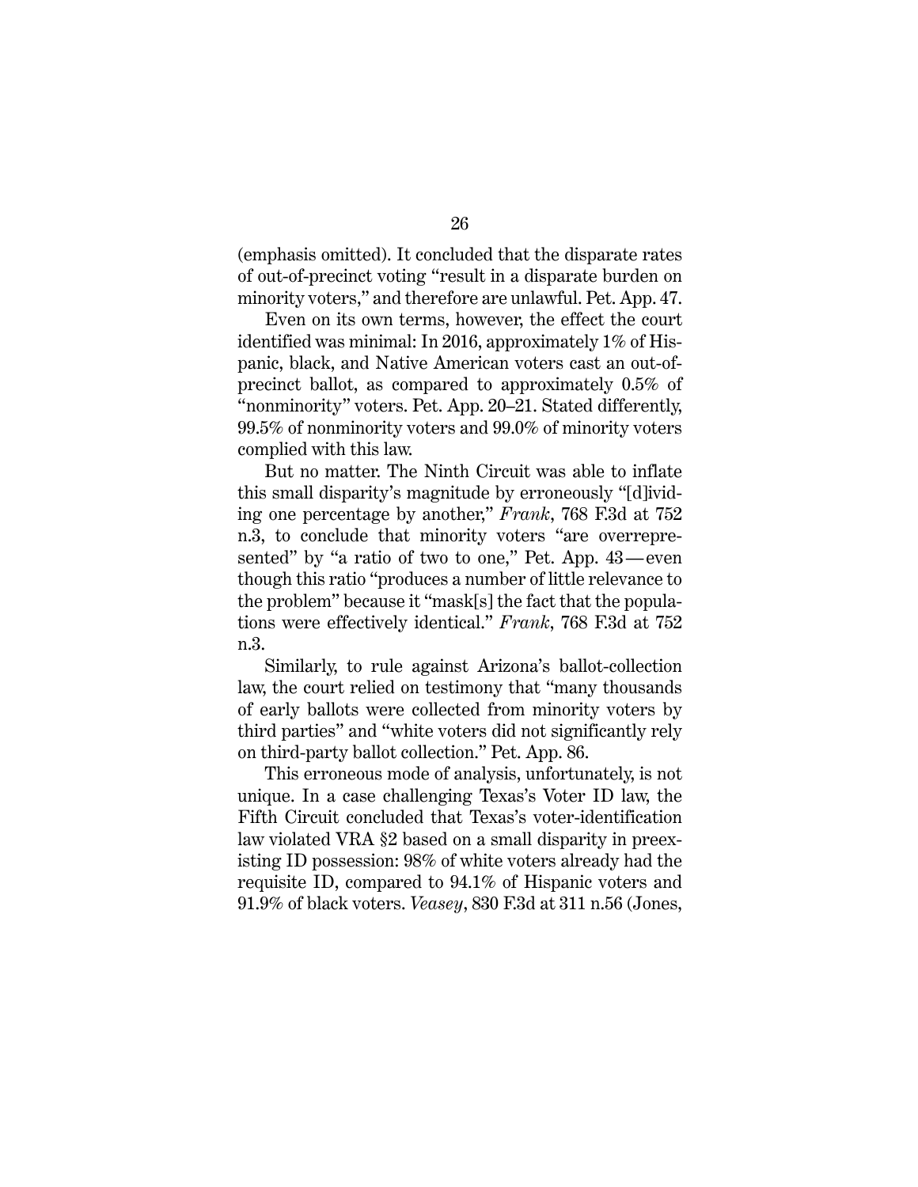(emphasis omitted). It concluded that the disparate rates of out-of-precinct voting "result in a disparate burden on minority voters," and therefore are unlawful. Pet. App. 47.

Even on its own terms, however, the effect the court identified was minimal: In 2016, approximately 1% of Hispanic, black, and Native American voters cast an out-of-precinct ballot, as compared to approximately 0.5% of "nonminority" voters. Pet. App. 20–21. Stated differently, 99.5% of nonminority voters and 99.0% of minority voters complied with this law.

But no matter. The Ninth Circuit was able to inflate this small disparity's magnitude by erroneously "[d]ividing one percentage by another," *Frank*, 768 F.3d at 752 n.3, to conclude that minority voters "are overrepresented" by "a ratio of two to one," Pet. App. 43—even though this ratio "produces a number of little relevance to the problem" because it "mask[s] the fact that the populations were effectively identical." *Frank*, 768 F.3d at 752 n.3.

Similarly, to rule against Arizona's ballot-collection law, the court relied on testimony that "many thousands of early ballots were collected from minority voters by third parties" and "white voters did not significantly rely on third-party ballot collection." Pet. App. 86.

This erroneous mode of analysis, unfortunately, is not unique. In a case challenging Texas's Voter ID law, the Fifth Circuit concluded that Texas's voter-identification law violated VRA §2 based on a small disparity in preexisting ID possession: 98% of white voters already had the requisite ID, compared to 94.1% of Hispanic voters and 91.9% of black voters. *Veasey*, 830 F.3d at 311 n.56 (Jones,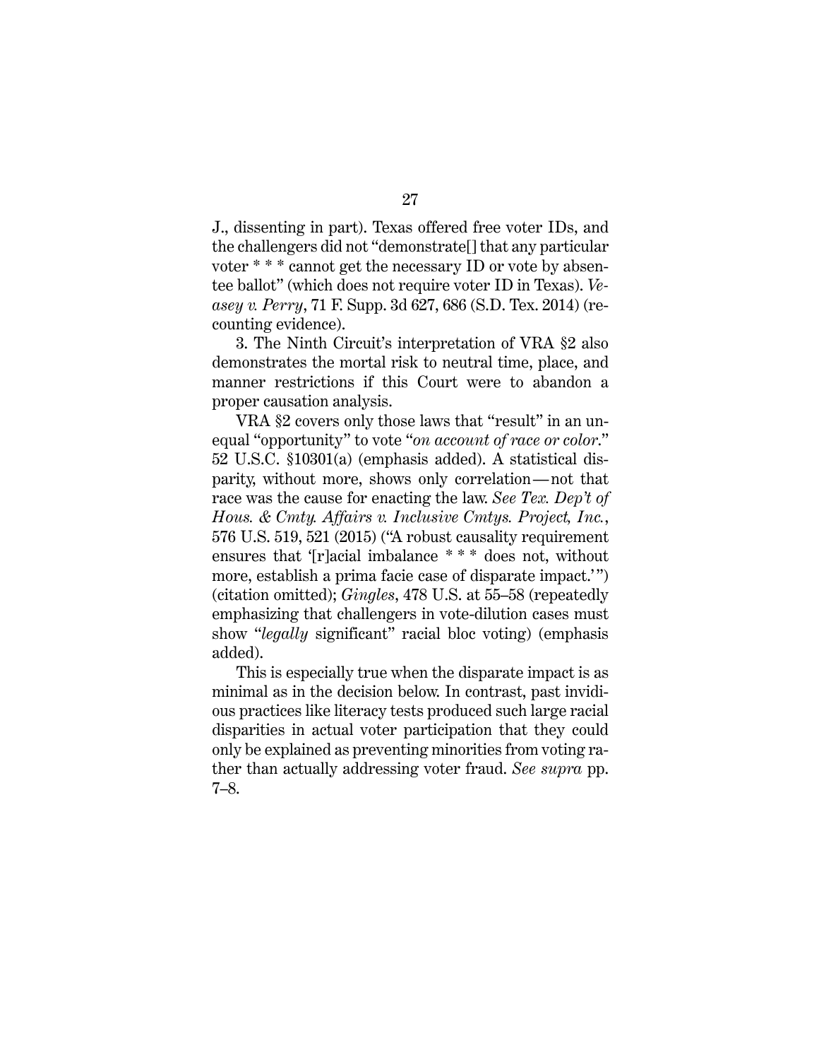J., dissenting in part). Texas offered free voter IDs, and the challengers did not "demonstrate[] that any particular voter * * * cannot get the necessary ID or vote by absentee ballot" (which does not require voter ID in Texas). *Veasey v. Perry*, 71 F. Supp. 3d 627, 686 (S.D. Tex. 2014) (recounting evidence).

3. The Ninth Circuit's interpretation of VRA §2 also demonstrates the mortal risk to neutral time, place, and manner restrictions if this Court were to abandon a proper causation analysis.

VRA §2 covers only those laws that "result" in an unequal "opportunity" to vote "*on account of race or color*." 52 U.S.C. §10301(a) (emphasis added). A statistical disparity, without more, shows only correlation—not that race was the cause for enacting the law. *See Tex. Dep't of Hous. & Cmty. Affairs v. Inclusive Cmtys. Project, Inc.*, 576 U.S. 519, 521 (2015) ("A robust causality requirement ensures that '[r]acial imbalance * * * does not, without more, establish a prima facie case of disparate impact.'") (citation omitted); *Gingles*, 478 U.S. at 55–58 (repeatedly emphasizing that challengers in vote-dilution cases must show "*legally* significant" racial bloc voting) (emphasis added).

This is especially true when the disparate impact is as minimal as in the decision below. In contrast, past invidious practices like literacy tests produced such large racial disparities in actual voter participation that they could only be explained as preventing minorities from voting rather than actually addressing voter fraud. *See supra* pp. 7–8.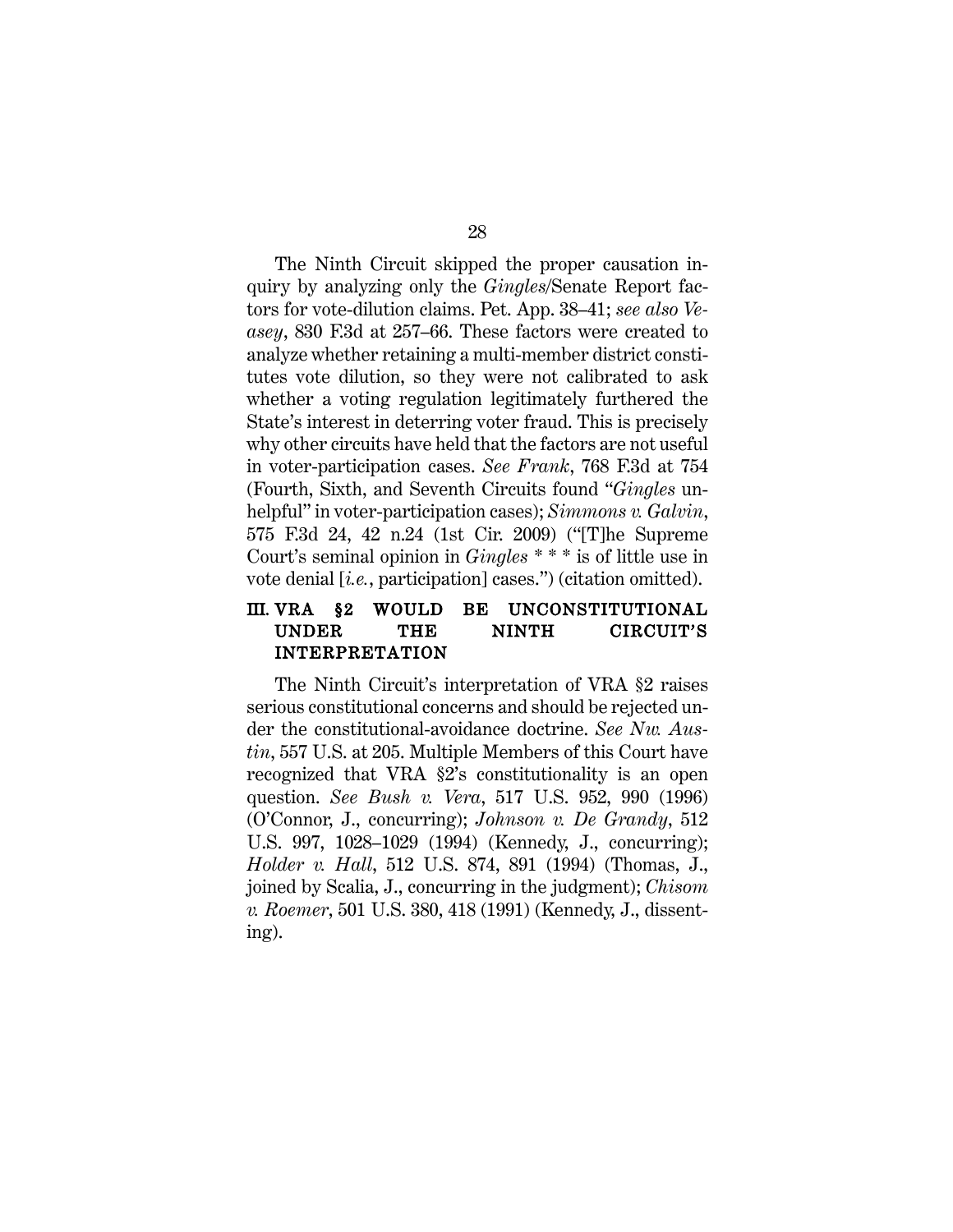The Ninth Circuit skipped the proper causation inquiry by analyzing only the *Gingles*/Senate Report factors for vote-dilution claims. Pet. App. 38–41; *see also Veasey*, 830 F.3d at 257–66. These factors were created to analyze whether retaining a multi-member district constitutes vote dilution, so they were not calibrated to ask whether a voting regulation legitimately furthered the State's interest in deterring voter fraud. This is precisely why other circuits have held that the factors are not useful in voter-participation cases. *See Frank*, 768 F.3d at 754 (Fourth, Sixth, and Seventh Circuits found "*Gingles* unhelpful" in voter-participation cases); *Simmons v. Galvin*, 575 F.3d 24, 42 n.24 (1st Cir. 2009) ("[T]he Supreme Court's seminal opinion in *Gingles* * * * is of little use in vote denial [*i.e.*, participation] cases.") (citation omitted).

## III. VRA §2 WOULD BE UNCONSTITUTIONAL UNDER THE NINTH CIRCUIT'S INTERPRETATION

The Ninth Circuit's interpretation of VRA §2 raises serious constitutional concerns and should be rejected under the constitutional-avoidance doctrine. *See Nw. Austin*, 557 U.S. at 205. Multiple Members of this Court have recognized that VRA §2's constitutionality is an open question. *See Bush v. Vera*, 517 U.S. 952, 990 (1996) (O'Connor, J., concurring); *Johnson v. De Grandy*, 512 U.S. 997, 1028–1029 (1994) (Kennedy, J., concurring); *Holder v. Hall*, 512 U.S. 874, 891 (1994) (Thomas, J., joined by Scalia, J., concurring in the judgment); *Chisom v. Roemer*, 501 U.S. 380, 418 (1991) (Kennedy, J., dissenting).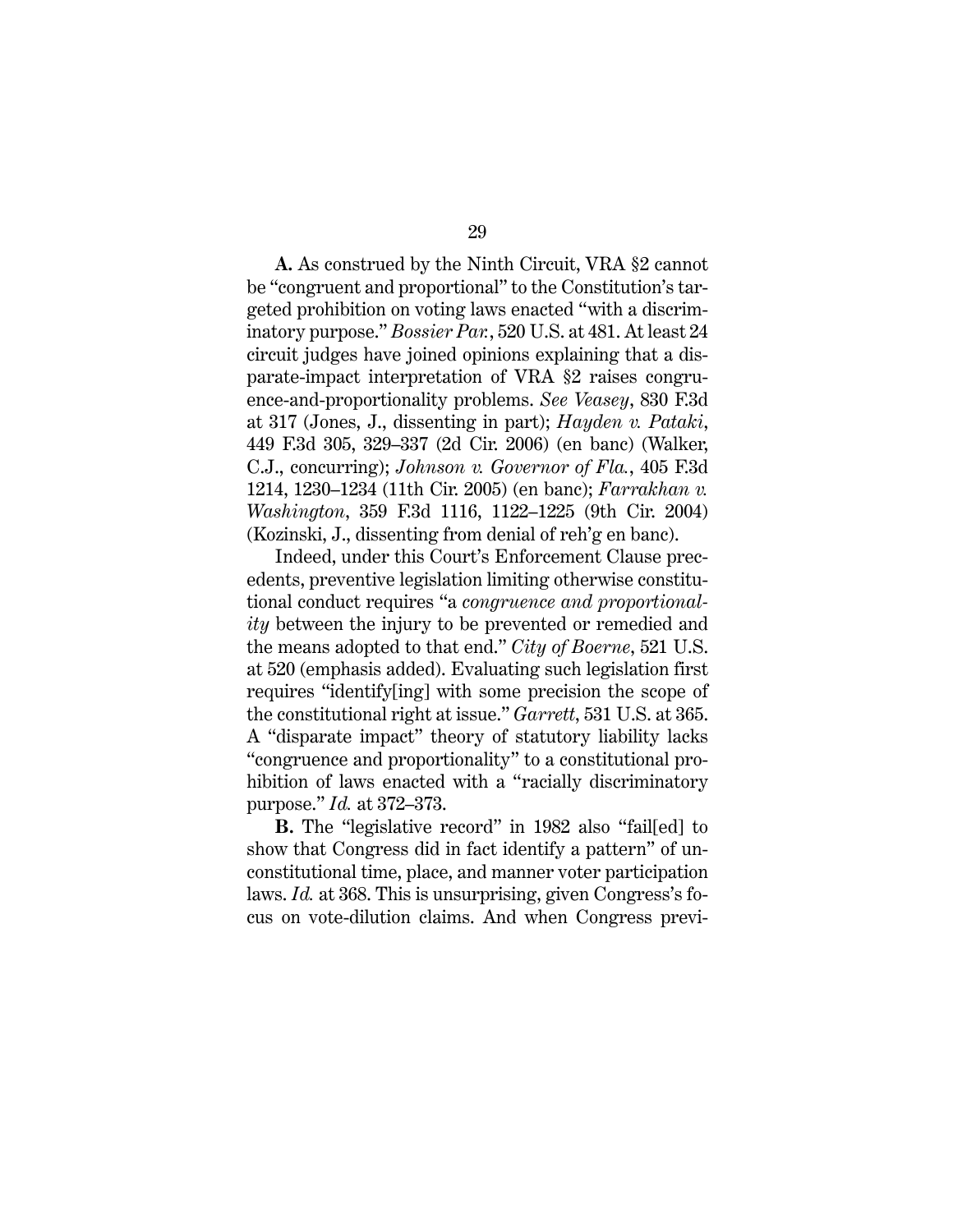**A.** As construed by the Ninth Circuit, VRA §2 cannot be "congruent and proportional" to the Constitution's targeted prohibition on voting laws enacted "with a discriminatory purpose." *Bossier Par.*, 520 U.S. at 481. At least 24 circuit judges have joined opinions explaining that a disparate-impact interpretation of VRA §2 raises congruence-and-proportionality problems. *See Veasey*, 830 F.3d at 317 (Jones, J., dissenting in part); *Hayden v. Pataki*, 449 F.3d 305, 329–337 (2d Cir. 2006) (en banc) (Walker, C.J., concurring); *Johnson v. Governor of Fla.*, 405 F.3d 1214, 1230–1234 (11th Cir. 2005) (en banc); *Farrakhan v. Washington*, 359 F.3d 1116, 1122–1225 (9th Cir. 2004) (Kozinski, J., dissenting from denial of reh'g en banc).

Indeed, under this Court's Enforcement Clause precedents, preventive legislation limiting otherwise constitutional conduct requires "a *congruence and proportionality* between the injury to be prevented or remedied and the means adopted to that end." *City of Boerne*, 521 U.S. at 520 (emphasis added). Evaluating such legislation first requires "identify[ing] with some precision the scope of the constitutional right at issue." *Garrett*, 531 U.S. at 365. A "disparate impact" theory of statutory liability lacks "congruence and proportionality" to a constitutional prohibition of laws enacted with a "racially discriminatory purpose." *Id.* at 372–373.

**B.** The "legislative record" in 1982 also "fail[ed] to show that Congress did in fact identify a pattern" of unconstitutional time, place, and manner voter participation laws. *Id.* at 368. This is unsurprising, given Congress's focus on vote-dilution claims. And when Congress previ-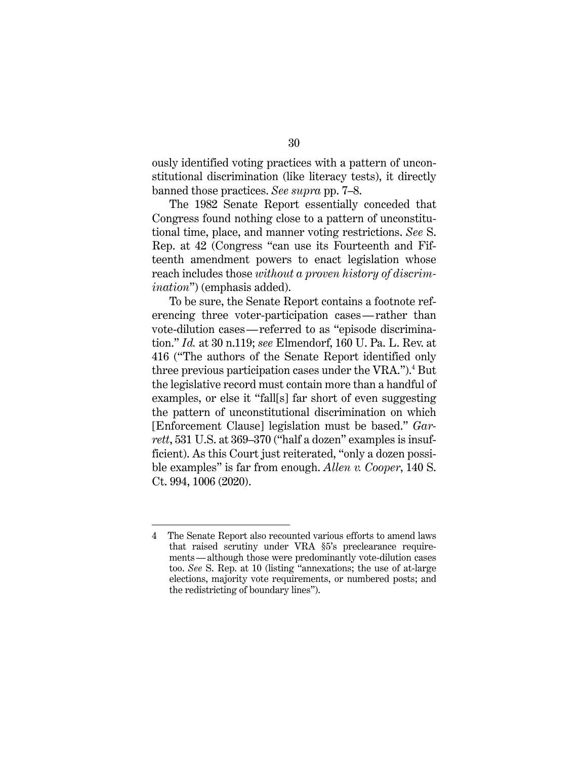ously identified voting practices with a pattern of unconstitutional discrimination (like literacy tests), it directly banned those practices. *See supra* pp. 7–8.

The 1982 Senate Report essentially conceded that Congress found nothing close to a pattern of unconstitutional time, place, and manner voting restrictions. *See* S. Rep. at 42 (Congress "can use its Fourteenth and Fifteenth amendment powers to enact legislation whose reach includes those *without a proven history of discrimination*") (emphasis added).

To be sure, the Senate Report contains a footnote referencing three voter-participation cases — rather than vote-dilution cases — referred to as "episode discrimination." *Id.* at 30 n.119; *see* Elmendorf, 160 U. Pa. L. Rev. at 416 ("The authors of the Senate Report identified only three previous participation cases under the VRA.").[4] But the legislative record must contain more than a handful of examples, or else it "fall[s] far short of even suggesting the pattern of unconstitutional discrimination on which [Enforcement Clause] legislation must be based." *Garrett*, 531 U.S. at 369–370 ("half a dozen" examples is insufficient). As this Court just reiterated, "only a dozen possible examples" is far from enough. *Allen v. Cooper*, 140 S. Ct. 994, 1006 (2020).

---

4 The Senate Report also recounted various efforts to amend laws that raised scrutiny under VRA §5's preclearance requirements — although those were predominantly vote-dilution cases too. *See* S. Rep. at 10 (listing "annexations; the use of at-large elections, majority vote requirements, or numbered posts; and the redistricting of boundary lines").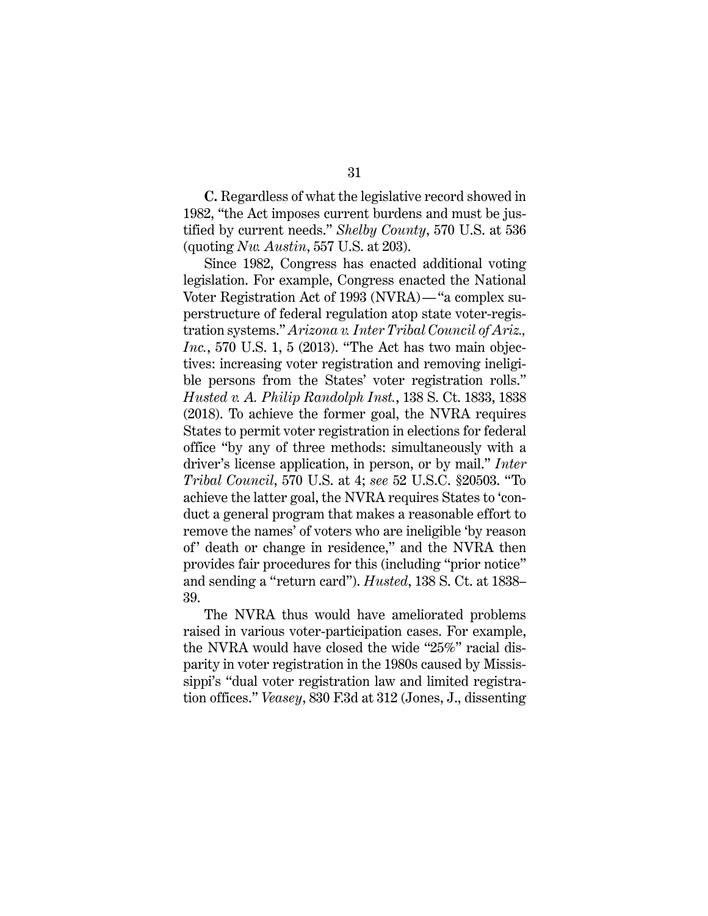**C.** Regardless of what the legislative record showed in 1982, "the Act imposes current burdens and must be justified by current needs." *Shelby County*, 570 U.S. at 536 (quoting *Nw. Austin*, 557 U.S. at 203).

Since 1982, Congress has enacted additional voting legislation. For example, Congress enacted the National Voter Registration Act of 1993 (NVRA)—"a complex superstructure of federal regulation atop state voter-registration systems." *Arizona v. Inter Tribal Council of Ariz., Inc.*, 570 U.S. 1, 5 (2013). "The Act has two main objectives: increasing voter registration and removing ineligible persons from the States' voter registration rolls." *Husted v. A. Philip Randolph Inst.*, 138 S. Ct. 1833, 1838 (2018). To achieve the former goal, the NVRA requires States to permit voter registration in elections for federal office "by any of three methods: simultaneously with a driver's license application, in person, or by mail." *Inter Tribal Council*, 570 U.S. at 4; *see* 52 U.S.C. §20503. "To achieve the latter goal, the NVRA requires States to 'conduct a general program that makes a reasonable effort to remove the names' of voters who are ineligible 'by reason of' death or change in residence," and the NVRA then provides fair procedures for this (including "prior notice" and sending a "return card"). *Husted*, 138 S. Ct. at 1838–39.

The NVRA thus would have ameliorated problems raised in various voter-participation cases. For example, the NVRA would have closed the wide "25%" racial disparity in voter registration in the 1980s caused by Mississippi's "dual voter registration law and limited registration offices." *Veasey*, 830 F.3d at 312 (Jones, J., dissenting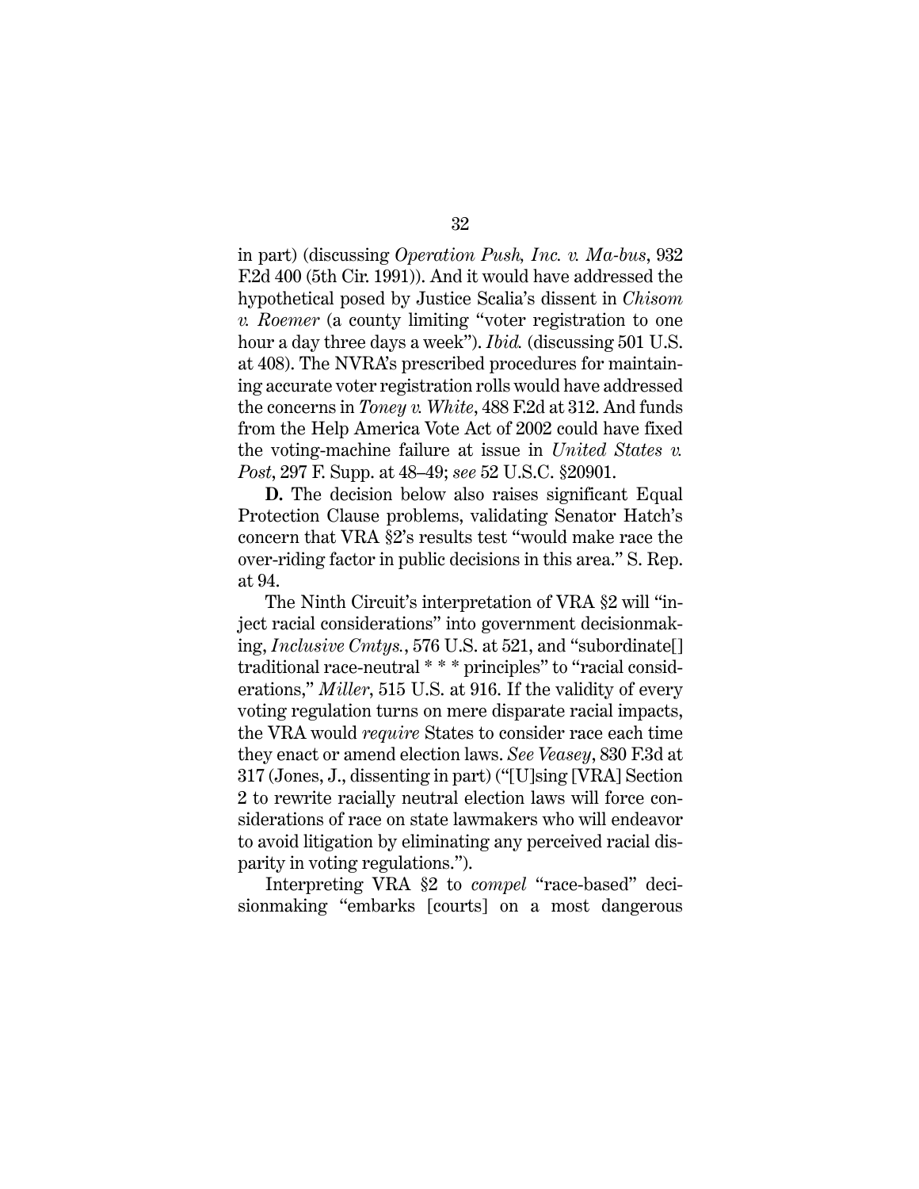in part) (discussing *Operation Push, Inc. v. Ma-bus*, 932 F.2d 400 (5th Cir. 1991)). And it would have addressed the hypothetical posed by Justice Scalia's dissent in *Chisom v. Roemer* (a county limiting "voter registration to one hour a day three days a week"). *Ibid.* (discussing 501 U.S. at 408). The NVRA's prescribed procedures for maintaining accurate voter registration rolls would have addressed the concerns in *Toney v. White*, 488 F.2d at 312. And funds from the Help America Vote Act of 2002 could have fixed the voting-machine failure at issue in *United States v. Post*, 297 F. Supp. at 48–49; *see* 52 U.S.C. §20901.

**D.** The decision below also raises significant Equal Protection Clause problems, validating Senator Hatch's concern that VRA §2's results test "would make race the over-riding factor in public decisions in this area." S. Rep. at 94.

The Ninth Circuit's interpretation of VRA §2 will "inject racial considerations" into government decisionmaking, *Inclusive Cmtys.*, 576 U.S. at 521, and "subordinate[] traditional race-neutral * * * principles" to "racial considerations," *Miller*, 515 U.S. at 916. If the validity of every voting regulation turns on mere disparate racial impacts, the VRA would *require* States to consider race each time they enact or amend election laws. *See Veasey*, 830 F.3d at 317 (Jones, J., dissenting in part) ("[U]sing [VRA] Section 2 to rewrite racially neutral election laws will force considerations of race on state lawmakers who will endeavor to avoid litigation by eliminating any perceived racial disparity in voting regulations.").

Interpreting VRA §2 to *compel* "race-based" decisionmaking "embarks [courts] on a most dangerous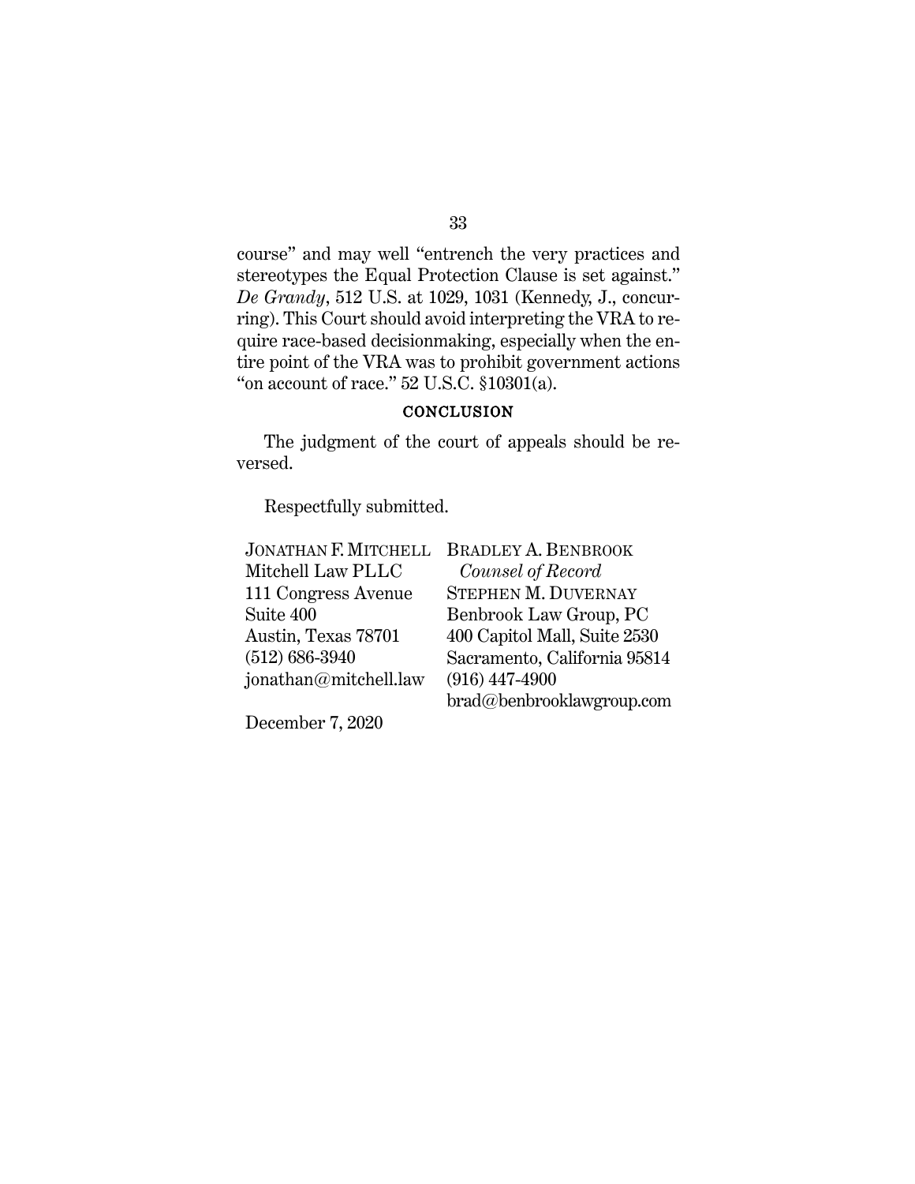course" and may well "entrench the very practices and stereotypes the Equal Protection Clause is set against." *De Grandy*, 512 U.S. at 1029, 1031 (Kennedy, J., concurring). This Court should avoid interpreting the VRA to require race-based decisionmaking, especially when the entire point of the VRA was to prohibit government actions "on account of race." 52 U.S.C. §10301(a).

## CONCLUSION

The judgment of the court of appeals should be reversed.

Respectfully submitted.

JONATHAN F. MITCHELL
Mitchell Law PLLC
111 Congress Avenue
Suite 400
Austin, Texas 78701
(512) 686-3940
jonathan@mitchell.law

BRADLEY A. BENBROOK
*Counsel of Record*
STEPHEN M. DUVERNAY
Benbrook Law Group, PC
400 Capitol Mall, Suite 2530
Sacramento, California 95814
(916) 447-4900
brad@benbrooklawgroup.com

December 7, 2020